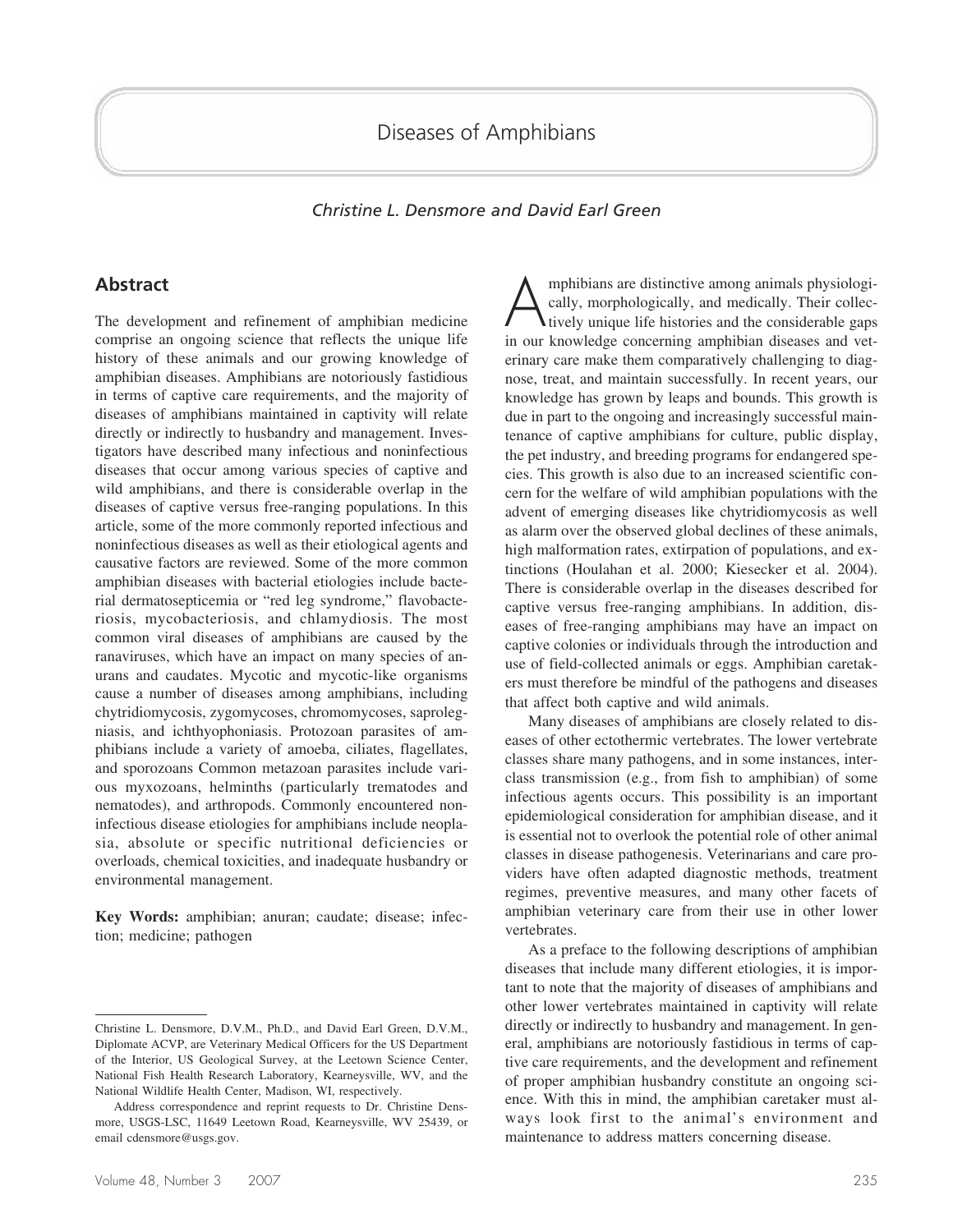# Diseases of Amphibians

*Christine L. Densmore and David Earl Green*

## Abstract

The development and refinement of amphibian medicine comprise an ongoing science that reflects the unique life history of these animals and our growing knowledge of amphibian diseases. Amphibians are notoriously fastidious in terms of captive care requirements, and the majority of diseases of amphibians maintained in captivity will relate directly or indirectly to husbandry and management. Investigators have described many infectious and noninfectious diseases that occur among various species of captive and wild amphibians, and there is considerable overlap in the diseases of captive versus free-ranging populations. In this article, some of the more commonly reported infectious and noninfectious diseases as well as their etiological agents and causative factors are reviewed. Some of the more common amphibian diseases with bacterial etiologies include bacterial dermatosepticemia or "red leg syndrome," flavobacteriosis, mycobacteriosis, and chlamydiosis. The most common viral diseases of amphibians are caused by the ranaviruses, which have an impact on many species of anurans and caudates. Mycotic and mycotic-like organisms cause a number of diseases among amphibians, including chytridiomycosis, zygomycoses, chromomycoses, saprolegniasis, and ichthyophoniasis. Protozoan parasites of amphibians include a variety of amoeba, ciliates, flagellates, and sporozoans Common metazoan parasites include various myxozoans, helminths (particularly trematodes and nematodes), and arthropods. Commonly encountered noninfectious disease etiologies for amphibians include neoplasia, absolute or specific nutritional deficiencies or overloads, chemical toxicities, and inadequate husbandry or environmental management.

**Key Words:** amphibian; anuran; caudate; disease; infection; medicine; pathogen

---

Christine L. Densmore, D.V.M., Ph.D., and David Earl Green, D.V.M., Diplomate ACVP, are Veterinary Medical Officers for the US Department of the Interior, US Geological Survey, at the Leetown Science Center, National Fish Health Research Laboratory, Kearneysville, WV, and the National Wildlife Health Center, Madison, WI, respectively.

Address correspondence and reprint requests to Dr. Christine Densmore, USGS-LSC, 11649 Leetown Road, Kearneysville, WV 25439, or email cdensmore@usgs.gov.

---

Amphibians are distinctive among animals physiologically, morphologically, and medically. Their collectively unique life histories and the considerable gaps in our knowledge concerning amphibian diseases and veterinary care make them comparatively challenging to diagnose, treat, and maintain successfully. In recent years, our knowledge has grown by leaps and bounds. This growth is due in part to the ongoing and increasingly successful maintenance of captive amphibians for culture, public display, the pet industry, and breeding programs for endangered species. This growth is also due to an increased scientific concern for the welfare of wild amphibian populations with the advent of emerging diseases like chytridiomycosis as well as alarm over the observed global declines of these animals, high malformation rates, extirpation of populations, and extinctions (Houlahan et al. 2000; Kiesecker et al. 2004). There is considerable overlap in the diseases described for captive versus free-ranging amphibians. In addition, diseases of free-ranging amphibians may have an impact on captive colonies or individuals through the introduction and use of field-collected animals or eggs. Amphibian caretakers must therefore be mindful of the pathogens and diseases that affect both captive and wild animals.

Many diseases of amphibians are closely related to diseases of other ectothermic vertebrates. The lower vertebrate classes share many pathogens, and in some instances, interclass transmission (e.g., from fish to amphibian) of some infectious agents occurs. This possibility is an important epidemiological consideration for amphibian disease, and it is essential not to overlook the potential role of other animal classes in disease pathogenesis. Veterinarians and care providers have often adapted diagnostic methods, treatment regimes, preventive measures, and many other facets of amphibian veterinary care from their use in other lower vertebrates.

As a preface to the following descriptions of amphibian diseases that include many different etiologies, it is important to note that the majority of diseases of amphibians and other lower vertebrates maintained in captivity will relate directly or indirectly to husbandry and management. In general, amphibians are notoriously fastidious in terms of captive care requirements, and the development and refinement of proper amphibian husbandry constitute an ongoing science. With this in mind, the amphibian caretaker must always look first to the animal's environment and maintenance to address matters concerning disease.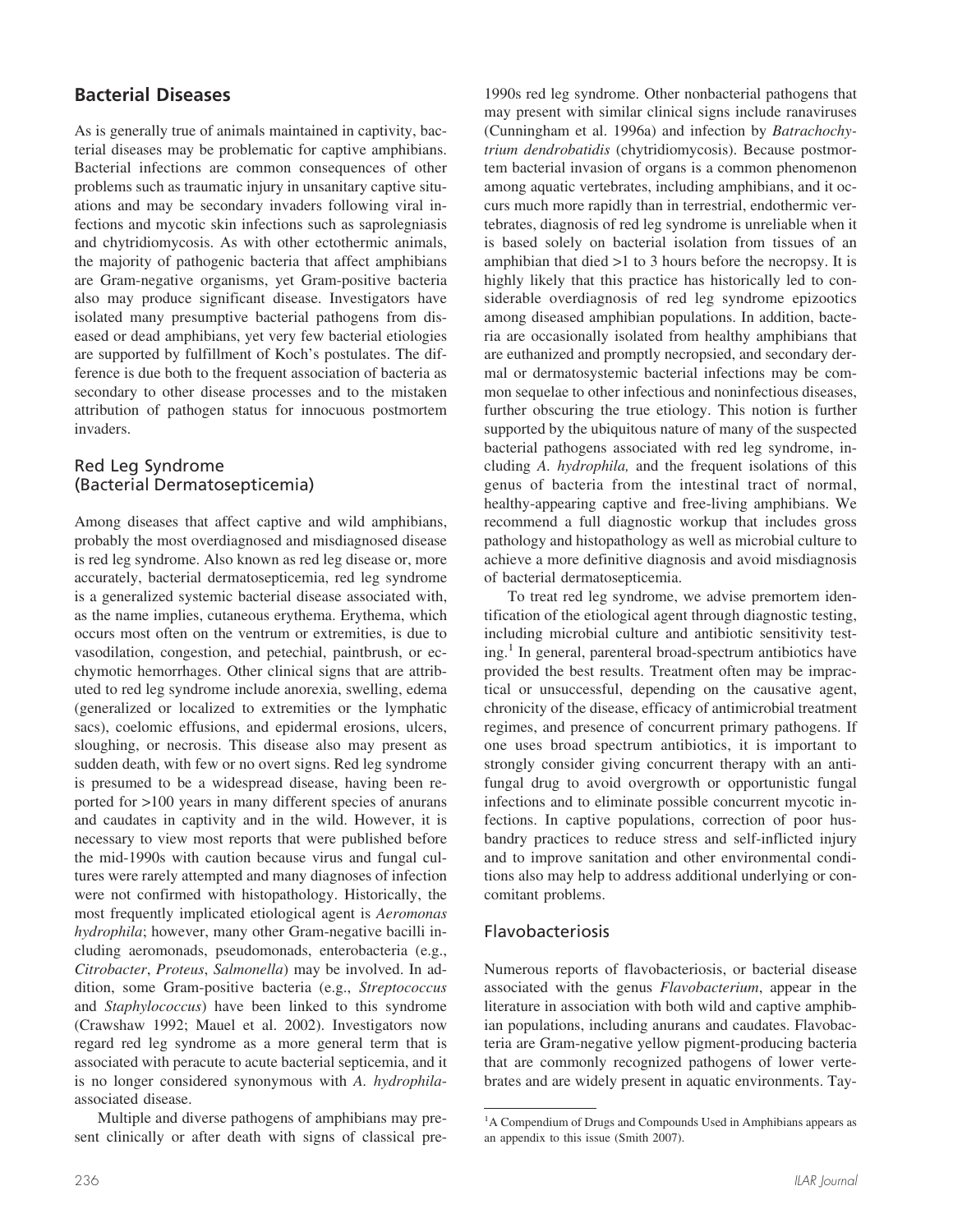## Bacterial Diseases

As is generally true of animals maintained in captivity, bacterial diseases may be problematic for captive amphibians. Bacterial infections are common consequences of other problems such as traumatic injury in unsanitary captive situations and may be secondary invaders following viral infections and mycotic skin infections such as saprolegniasis and chytridiomycosis. As with other ectothermic animals, the majority of pathogenic bacteria that affect amphibians are Gram-negative organisms, yet Gram-positive bacteria also may produce significant disease. Investigators have isolated many presumptive bacterial pathogens from diseased or dead amphibians, yet very few bacterial etiologies are supported by fulfillment of Koch's postulates. The difference is due both to the frequent association of bacteria as secondary to other disease processes and to the mistaken attribution of pathogen status for innocuous postmortem invaders.

### Red Leg Syndrome (Bacterial Dermatosepticemia)

Among diseases that affect captive and wild amphibians, probably the most overdiagnosed and misdiagnosed disease is red leg syndrome. Also known as red leg disease or, more accurately, bacterial dermatosepticemia, red leg syndrome is a generalized systemic bacterial disease associated with, as the name implies, cutaneous erythema. Erythema, which occurs most often on the ventrum or extremities, is due to vasodilation, congestion, and petechial, paintbrush, or ecchymotic hemorrhages. Other clinical signs that are attributed to red leg syndrome include anorexia, swelling, edema (generalized or localized to extremities or the lymphatic sacs), coelomic effusions, and epidermal erosions, ulcers, sloughing, or necrosis. This disease also may present as sudden death, with few or no overt signs. Red leg syndrome is presumed to be a widespread disease, having been reported for >100 years in many different species of anurans and caudates in captivity and in the wild. However, it is necessary to view most reports that were published before the mid-1990s with caution because virus and fungal cultures were rarely attempted and many diagnoses of infection were not confirmed with histopathology. Historically, the most frequently implicated etiological agent is *Aeromonas hydrophila*; however, many other Gram-negative bacilli including aeromonads, pseudomonads, enterobacteria (e.g., *Citrobacter*, *Proteus*, *Salmonella*) may be involved. In addition, some Gram-positive bacteria (e.g., *Streptococcus* and *Staphylococcus*) have been linked to this syndrome (Crawshaw 1992; Mauel et al. 2002). Investigators now regard red leg syndrome as a more general term that is associated with peracute to acute bacterial septicemia, and it is no longer considered synonymous with *A. hydrophila*-associated disease.

Multiple and diverse pathogens of amphibians may present clinically or after death with signs of classical pre-1990s red leg syndrome. Other nonbacterial pathogens that may present with similar clinical signs include ranaviruses (Cunningham et al. 1996a) and infection by *Batrachochytrium dendrobatidis* (chytridiomycosis). Because postmortem bacterial invasion of organs is a common phenomenon among aquatic vertebrates, including amphibians, and it occurs much more rapidly than in terrestrial, endothermic vertebrates, diagnosis of red leg syndrome is unreliable when it is based solely on bacterial isolation from tissues of an amphibian that died >1 to 3 hours before the necropsy. It is highly likely that this practice has historically led to considerable overdiagnosis of red leg syndrome epizootics among diseased amphibian populations. In addition, bacteria are occasionally isolated from healthy amphibians that are euthanized and promptly necropsied, and secondary dermal or dermatosystemic bacterial infections may be common sequelae to other infectious and noninfectious diseases, further obscuring the true etiology. This notion is further supported by the ubiquitous nature of many of the suspected bacterial pathogens associated with red leg syndrome, including *A. hydrophila,* and the frequent isolations of this genus of bacteria from the intestinal tract of normal, healthy-appearing captive and free-living amphibians. We recommend a full diagnostic workup that includes gross pathology and histopathology as well as microbial culture to achieve a more definitive diagnosis and avoid misdiagnosis of bacterial dermatosepticemia.

To treat red leg syndrome, we advise premortem identification of the etiological agent through diagnostic testing, including microbial culture and antibiotic sensitivity testing.[1] In general, parenteral broad-spectrum antibiotics have provided the best results. Treatment often may be impractical or unsuccessful, depending on the causative agent, chronicity of the disease, efficacy of antimicrobial treatment regimes, and presence of concurrent primary pathogens. If one uses broad spectrum antibiotics, it is important to strongly consider giving concurrent therapy with an antifungal drug to avoid overgrowth or opportunistic fungal infections and to eliminate possible concurrent mycotic infections. In captive populations, correction of poor husbandry practices to reduce stress and self-inflicted injury and to improve sanitation and other environmental conditions also may help to address additional underlying or concomitant problems.

### Flavobacteriosis

Numerous reports of flavobacteriosis, or bacterial disease associated with the genus *Flavobacterium*, appear in the literature in association with both wild and captive amphibian populations, including anurans and caudates. Flavobacteria are Gram-negative yellow pigment-producing bacteria that are commonly recognized pathogens of lower vertebrates and are widely present in aquatic environments. Tay-

[1] A Compendium of Drugs and Compounds Used in Amphibians appears as an appendix to this issue (Smith 2007).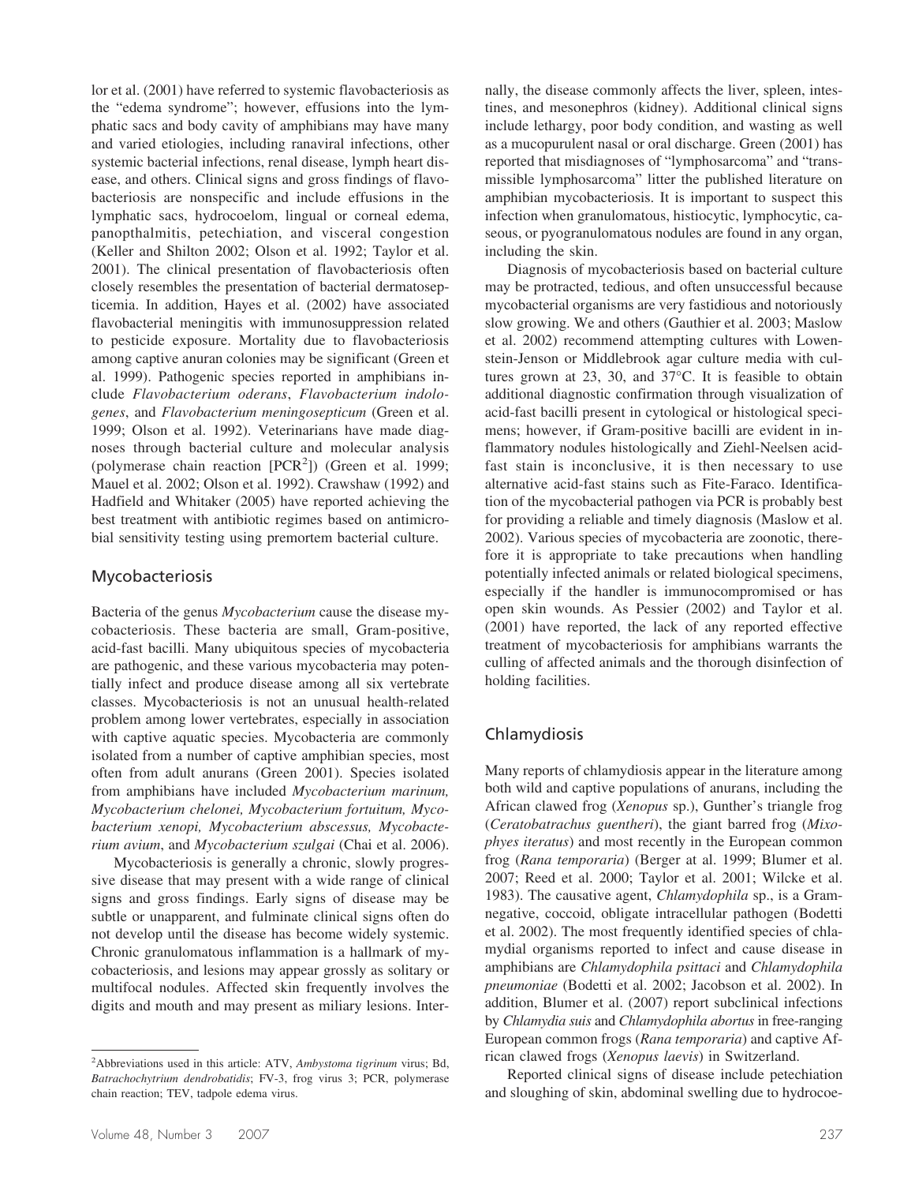lor et al. (2001) have referred to systemic flavobacteriosis as the "edema syndrome"; however, effusions into the lymphatic sacs and body cavity of amphibians may have many and varied etiologies, including ranaviral infections, other systemic bacterial infections, renal disease, lymph heart disease, and others. Clinical signs and gross findings of flavobacteriosis are nonspecific and include effusions in the lymphatic sacs, hydrocoelom, lingual or corneal edema, panopthalmitis, petechiation, and visceral congestion (Keller and Shilton 2002; Olson et al. 1992; Taylor et al. 2001). The clinical presentation of flavobacteriosis often closely resembles the presentation of bacterial dermatosepticemia. In addition, Hayes et al. (2002) have associated flavobacterial meningitis with immunosuppression related to pesticide exposure. Mortality due to flavobacteriosis among captive anuran colonies may be significant (Green et al. 1999). Pathogenic species reported in amphibians include *Flavobacterium oderans*, *Flavobacterium indologenes*, and *Flavobacterium meningosepticum* (Green et al. 1999; Olson et al. 1992). Veterinarians have made diagnoses through bacterial culture and molecular analysis (polymerase chain reaction [PCR[2]]) (Green et al. 1999; Mauel et al. 2002; Olson et al. 1992). Crawshaw (1992) and Hadfield and Whitaker (2005) have reported achieving the best treatment with antibiotic regimes based on antimicrobial sensitivity testing using premortem bacterial culture.

## Mycobacteriosis

Bacteria of the genus *Mycobacterium* cause the disease mycobacteriosis. These bacteria are small, Gram-positive, acid-fast bacilli. Many ubiquitous species of mycobacteria are pathogenic, and these various mycobacteria may potentially infect and produce disease among all six vertebrate classes. Mycobacteriosis is not an unusual health-related problem among lower vertebrates, especially in association with captive aquatic species. Mycobacteria are commonly isolated from a number of captive amphibian species, most often from adult anurans (Green 2001). Species isolated from amphibians have included *Mycobacterium marinum, Mycobacterium chelonei, Mycobacterium fortuitum, Mycobacterium xenopi, Mycobacterium abscessus, Mycobacterium avium*, and *Mycobacterium szulgai* (Chai et al. 2006).

Mycobacteriosis is generally a chronic, slowly progressive disease that may present with a wide range of clinical signs and gross findings. Early signs of disease may be subtle or unapparent, and fulminate clinical signs often do not develop until the disease has become widely systemic. Chronic granulomatous inflammation is a hallmark of mycobacteriosis, and lesions may appear grossly as solitary or multifocal nodules. Affected skin frequently involves the digits and mouth and may present as miliary lesions. Internally, the disease commonly affects the liver, spleen, intestines, and mesonephros (kidney). Additional clinical signs include lethargy, poor body condition, and wasting as well as a mucopurulent nasal or oral discharge. Green (2001) has reported that misdiagnoses of "lymphosarcoma" and "transmissible lymphosarcoma" litter the published literature on amphibian mycobacteriosis. It is important to suspect this infection when granulomatous, histiocytic, lymphocytic, caseous, or pyogranulomatous nodules are found in any organ, including the skin.

Diagnosis of mycobacteriosis based on bacterial culture may be protracted, tedious, and often unsuccessful because mycobacterial organisms are very fastidious and notoriously slow growing. We and others (Gauthier et al. 2003; Maslow et al. 2002) recommend attempting cultures with Lowenstein-Jenson or Middlebrook agar culture media with cultures grown at 23, 30, and 37°C. It is feasible to obtain additional diagnostic confirmation through visualization of acid-fast bacilli present in cytological or histological specimens; however, if Gram-positive bacilli are evident in inflammatory nodules histologically and Ziehl-Neelsen acid-fast stain is inconclusive, it is then necessary to use alternative acid-fast stains such as Fite-Faraco. Identification of the mycobacterial pathogen via PCR is probably best for providing a reliable and timely diagnosis (Maslow et al. 2002). Various species of mycobacteria are zoonotic, therefore it is appropriate to take precautions when handling potentially infected animals or related biological specimens, especially if the handler is immunocompromised or has open skin wounds. As Pessier (2002) and Taylor et al. (2001) have reported, the lack of any reported effective treatment of mycobacteriosis for amphibians warrants the culling of affected animals and the thorough disinfection of holding facilities.

## Chlamydiosis

Many reports of chlamydiosis appear in the literature among both wild and captive populations of anurans, including the African clawed frog (*Xenopus* sp.), Gunther's triangle frog (*Ceratobatrachus guentheri*), the giant barred frog (*Mixophyes iteratus*) and most recently in the European common frog (*Rana temporaria*) (Berger at al. 1999; Blumer et al. 2007; Reed et al. 2000; Taylor et al. 2001; Wilcke et al. 1983). The causative agent, *Chlamydophila* sp., is a Gram-negative, coccoid, obligate intracellular pathogen (Bodetti et al. 2002). The most frequently identified species of chlamydial organisms reported to infect and cause disease in amphibians are *Chlamydophila psittaci* and *Chlamydophila pneumoniae* (Bodetti et al. 2002; Jacobson et al. 2002). In addition, Blumer et al. (2007) report subclinical infections by *Chlamydia suis* and *Chlamydophila abortus* in free-ranging European common frogs (*Rana temporaria*) and captive African clawed frogs (*Xenopus laevis*) in Switzerland.

Reported clinical signs of disease include petechiation and sloughing of skin, abdominal swelling due to hydrocoe-

[2]Abbreviations used in this article: ATV, *Ambystoma tigrinum* virus; Bd, *Batrachochytrium dendrobatidis*; FV-3, frog virus 3; PCR, polymerase chain reaction; TEV, tadpole edema virus.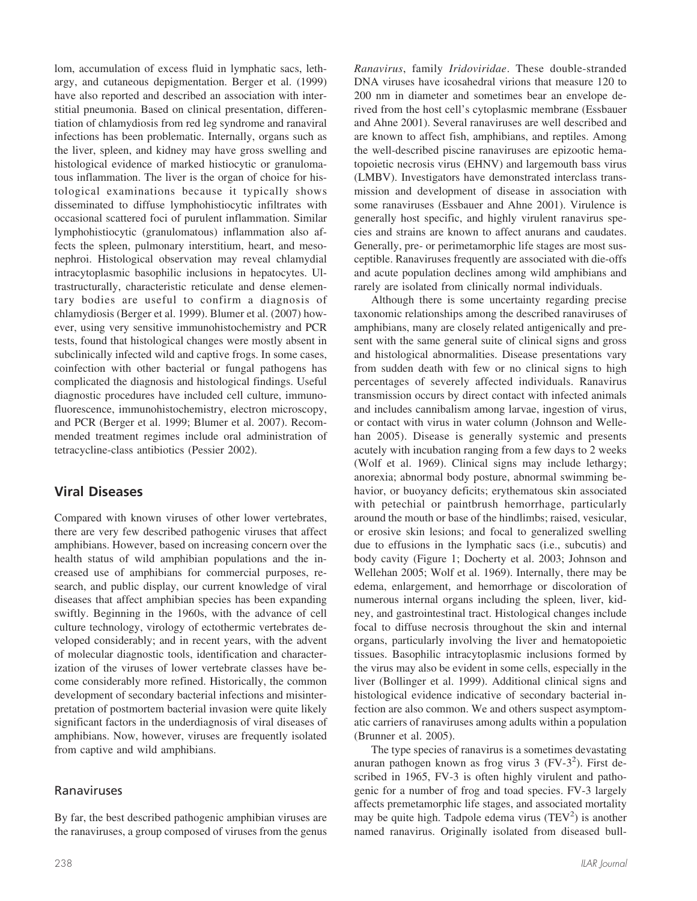lom, accumulation of excess fluid in lymphatic sacs, lethargy, and cutaneous depigmentation. Berger et al. (1999) have also reported and described an association with interstitial pneumonia. Based on clinical presentation, differentiation of chlamydiosis from red leg syndrome and ranaviral infections has been problematic. Internally, organs such as the liver, spleen, and kidney may have gross swelling and histological evidence of marked histiocytic or granulomatous inflammation. The liver is the organ of choice for histological examinations because it typically shows disseminated to diffuse lymphohistiocytic infiltrates with occasional scattered foci of purulent inflammation. Similar lymphohistiocytic (granulomatous) inflammation also affects the spleen, pulmonary interstitium, heart, and mesonephroi. Histological observation may reveal chlamydial intracytoplasmic basophilic inclusions in hepatocytes. Ultrastructurally, characteristic reticulate and dense elementary bodies are useful to confirm a diagnosis of chlamydiosis (Berger et al. 1999). Blumer et al. (2007) however, using very sensitive immunohistochemistry and PCR tests, found that histological changes were mostly absent in subclinically infected wild and captive frogs. In some cases, coinfection with other bacterial or fungal pathogens has complicated the diagnosis and histological findings. Useful diagnostic procedures have included cell culture, immunofluorescence, immunohistochemistry, electron microscopy, and PCR (Berger et al. 1999; Blumer et al. 2007). Recommended treatment regimes include oral administration of tetracycline-class antibiotics (Pessier 2002).

## Viral Diseases

Compared with known viruses of other lower vertebrates, there are very few described pathogenic viruses that affect amphibians. However, based on increasing concern over the health status of wild amphibian populations and the increased use of amphibians for commercial purposes, research, and public display, our current knowledge of viral diseases that affect amphibian species has been expanding swiftly. Beginning in the 1960s, with the advance of cell culture technology, virology of ectothermic vertebrates developed considerably; and in recent years, with the advent of molecular diagnostic tools, identification and characterization of the viruses of lower vertebrate classes have become considerably more refined. Historically, the common development of secondary bacterial infections and misinterpretation of postmortem bacterial invasion were quite likely significant factors in the underdiagnosis of viral diseases of amphibians. Now, however, viruses are frequently isolated from captive and wild amphibians.

### Ranaviruses

By far, the best described pathogenic amphibian viruses are the ranaviruses, a group composed of viruses from the genus *Ranavirus*, family *Iridoviridae*. These double-stranded DNA viruses have icosahedral virions that measure 120 to 200 nm in diameter and sometimes bear an envelope derived from the host cell's cytoplasmic membrane (Essbauer and Ahne 2001). Several ranaviruses are well described and are known to affect fish, amphibians, and reptiles. Among the well-described piscine ranaviruses are epizootic hematopoietic necrosis virus (EHNV) and largemouth bass virus (LMBV). Investigators have demonstrated interclass transmission and development of disease in association with some ranaviruses (Essbauer and Ahne 2001). Virulence is generally host specific, and highly virulent ranavirus species and strains are known to affect anurans and caudates. Generally, pre- or perimetamorphic life stages are most susceptible. Ranaviruses frequently are associated with die-offs and acute population declines among wild amphibians and rarely are isolated from clinically normal individuals.

Although there is some uncertainty regarding precise taxonomic relationships among the described ranaviruses of amphibians, many are closely related antigenically and present with the same general suite of clinical signs and gross and histological abnormalities. Disease presentations vary from sudden death with few or no clinical signs to high percentages of severely affected individuals. Ranavirus transmission occurs by direct contact with infected animals and includes cannibalism among larvae, ingestion of virus, or contact with virus in water column (Johnson and Wellehan 2005). Disease is generally systemic and presents acutely with incubation ranging from a few days to 2 weeks (Wolf et al. 1969). Clinical signs may include lethargy; anorexia; abnormal body posture, abnormal swimming behavior, or buoyancy deficits; erythematous skin associated with petechial or paintbrush hemorrhage, particularly around the mouth or base of the hindlimbs; raised, vesicular, or erosive skin lesions; and focal to generalized swelling due to effusions in the lymphatic sacs (i.e., subcutis) and body cavity (Figure 1; Docherty et al. 2003; Johnson and Wellehan 2005; Wolf et al. 1969). Internally, there may be edema, enlargement, and hemorrhage or discoloration of numerous internal organs including the spleen, liver, kidney, and gastrointestinal tract. Histological changes include focal to diffuse necrosis throughout the skin and internal organs, particularly involving the liver and hematopoietic tissues. Basophilic intracytoplasmic inclusions formed by the virus may also be evident in some cells, especially in the liver (Bollinger et al. 1999). Additional clinical signs and histological evidence indicative of secondary bacterial infection are also common. We and others suspect asymptomatic carriers of ranaviruses among adults within a population (Brunner et al. 2005).

The type species of ranavirus is a sometimes devastating anuran pathogen known as frog virus 3 (FV-3[2]). First described in 1965, FV-3 is often highly virulent and pathogenic for a number of frog and toad species. FV-3 largely affects premetamorphic life stages, and associated mortality may be quite high. Tadpole edema virus (TEV[2]) is another named ranavirus. Originally isolated from diseased bull-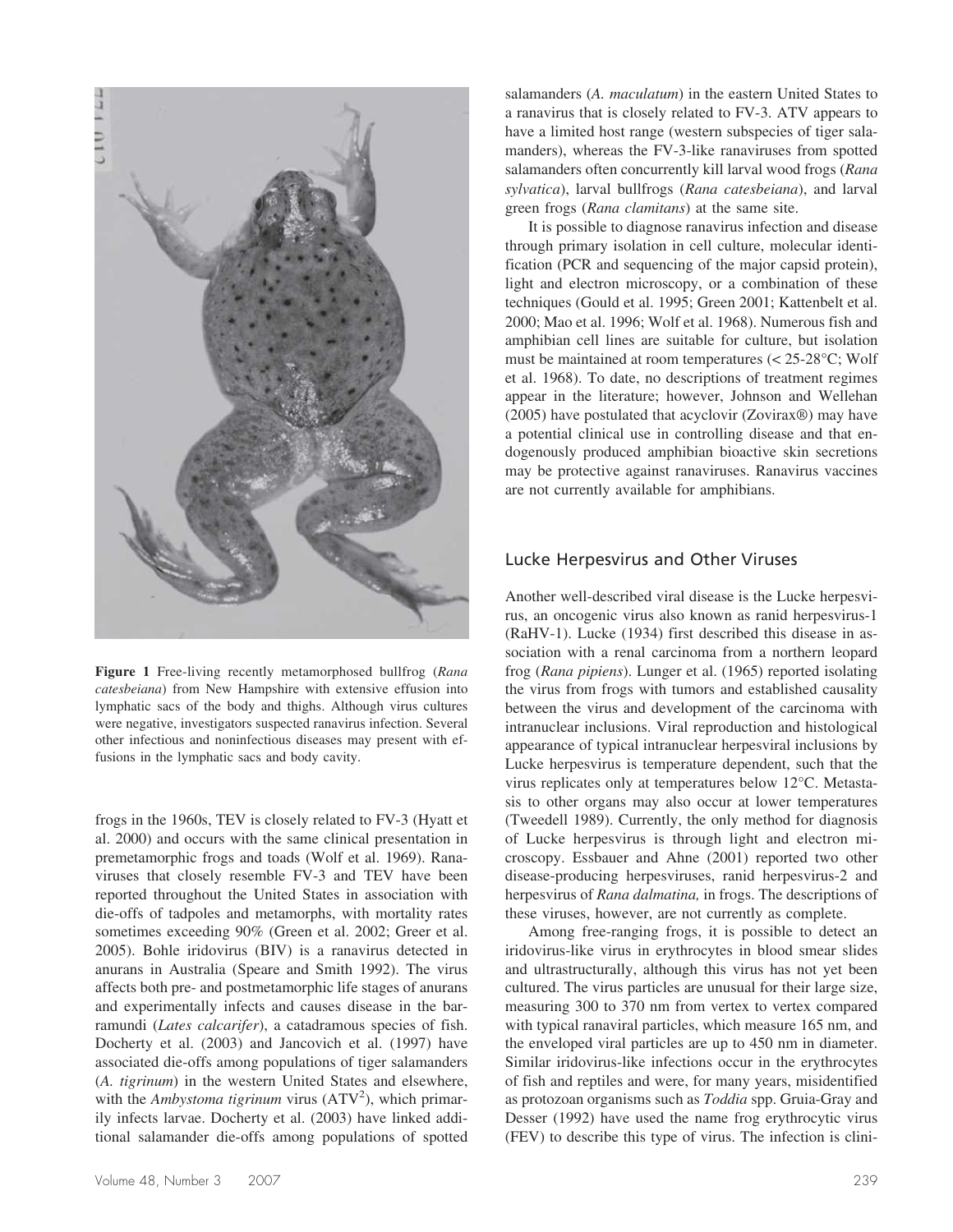**Figure 1** Free-living recently metamorphosed bullfrog (*Rana catesbeiana*) from New Hampshire with extensive effusion into lymphatic sacs of the body and thighs. Although virus cultures were negative, investigators suspected ranavirus infection. Several other infectious and noninfectious diseases may present with effusions in the lymphatic sacs and body cavity.

frogs in the 1960s, TEV is closely related to FV-3 (Hyatt et al. 2000) and occurs with the same clinical presentation in premetamorphic frogs and toads (Wolf et al. 1969). Ranaviruses that closely resemble FV-3 and TEV have been reported throughout the United States in association with die-offs of tadpoles and metamorphs, with mortality rates sometimes exceeding 90% (Green et al. 2002; Greer et al. 2005). Bohle iridovirus (BIV) is a ranavirus detected in anurans in Australia (Speare and Smith 1992). The virus affects both pre- and postmetamorphic life stages of anurans and experimentally infects and causes disease in the barramundi (*Lates calcarifer*), a catadramous species of fish. Docherty et al. (2003) and Jancovich et al. (1997) have associated die-offs among populations of tiger salamanders (*A. tigrinum*) in the western United States and elsewhere, with the *Ambystoma tigrinum* virus ($ATV^2$), which primarily infects larvae. Docherty et al. (2003) have linked additional salamander die-offs among populations of spotted salamanders (*A. maculatum*) in the eastern United States to a ranavirus that is closely related to FV-3. ATV appears to have a limited host range (western subspecies of tiger salamanders), whereas the FV-3-like ranaviruses from spotted salamanders often concurrently kill larval wood frogs (*Rana sylvatica*), larval bullfrogs (*Rana catesbeiana*), and larval green frogs (*Rana clamitans*) at the same site.

It is possible to diagnose ranavirus infection and disease through primary isolation in cell culture, molecular identification (PCR and sequencing of the major capsid protein), light and electron microscopy, or a combination of these techniques (Gould et al. 1995; Green 2001; Kattenbelt et al. 2000; Mao et al. 1996; Wolf et al. 1968). Numerous fish and amphibian cell lines are suitable for culture, but isolation must be maintained at room temperatures (< 25-28°C; Wolf et al. 1968). To date, no descriptions of treatment regimes appear in the literature; however, Johnson and Wellehan (2005) have postulated that acyclovir (Zovirax®) may have a potential clinical use in controlling disease and that endogenously produced amphibian bioactive skin secretions may be protective against ranaviruses. Ranavirus vaccines are not currently available for amphibians.

## Lucke Herpesvirus and Other Viruses

Another well-described viral disease is the Lucke herpesvirus, an oncogenic virus also known as ranid herpesvirus-1 (RaHV-1). Lucke (1934) first described this disease in association with a renal carcinoma from a northern leopard frog (*Rana pipiens*). Lunger et al. (1965) reported isolating the virus from frogs with tumors and established causality between the virus and development of the carcinoma with intranuclear inclusions. Viral reproduction and histological appearance of typical intranuclear herpesviral inclusions by Lucke herpesvirus is temperature dependent, such that the virus replicates only at temperatures below 12°C. Metastasis to other organs may also occur at lower temperatures (Tweedell 1989). Currently, the only method for diagnosis of Lucke herpesvirus is through light and electron microscopy. Essbauer and Ahne (2001) reported two other disease-producing herpesviruses, ranid herpesvirus-2 and herpesvirus of *Rana dalmatina,* in frogs. The descriptions of these viruses, however, are not currently as complete.

Among free-ranging frogs, it is possible to detect an iridovirus-like virus in erythrocytes in blood smear slides and ultrastructurally, although this virus has not yet been cultured. The virus particles are unusual for their large size, measuring 300 to 370 nm from vertex to vertex compared with typical ranaviral particles, which measure 165 nm, and the enveloped viral particles are up to 450 nm in diameter. Similar iridovirus-like infections occur in the erythrocytes of fish and reptiles and were, for many years, misidentified as protozoan organisms such as *Toddia* spp. Gruia-Gray and Desser (1992) have used the name frog erythrocytic virus (FEV) to describe this type of virus. The infection is clini-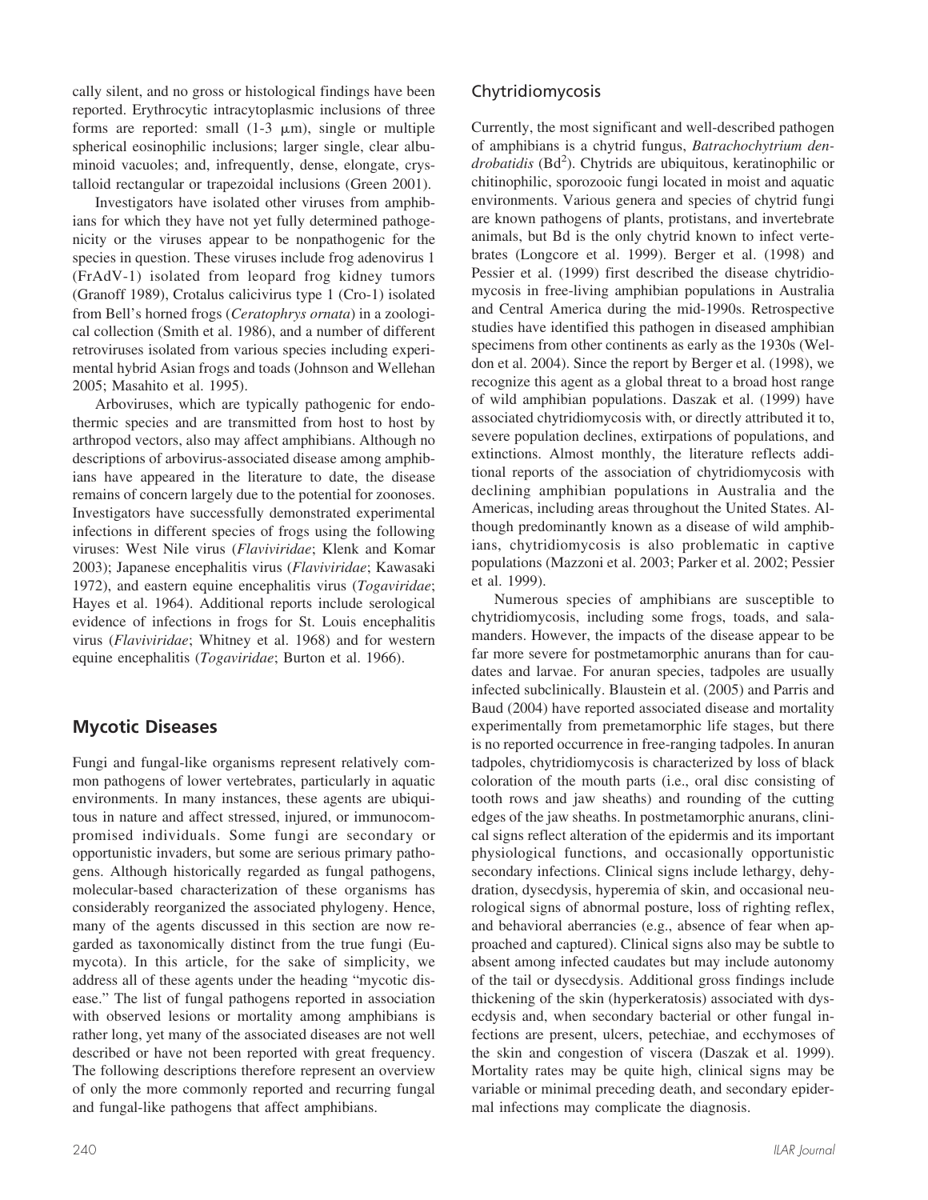cally silent, and no gross or histological findings have been reported. Erythrocytic intracytoplasmic inclusions of three forms are reported: small (1-3 μm), single or multiple spherical eosinophilic inclusions; larger single, clear albuminoid vacuoles; and, infrequently, dense, elongate, crystalloid rectangular or trapezoidal inclusions (Green 2001).

Investigators have isolated other viruses from amphibians for which they have not yet fully determined pathogenicity or the viruses appear to be nonpathogenic for the species in question. These viruses include frog adenovirus 1 (FrAdV-1) isolated from leopard frog kidney tumors (Granoff 1989), Crotalus calicivirus type 1 (Cro-1) isolated from Bell's horned frogs (*Ceratophrys ornata*) in a zoological collection (Smith et al. 1986), and a number of different retroviruses isolated from various species including experimental hybrid Asian frogs and toads (Johnson and Wellehan 2005; Masahito et al. 1995).

Arboviruses, which are typically pathogenic for endothermic species and are transmitted from host to host by arthropod vectors, also may affect amphibians. Although no descriptions of arbovirus-associated disease among amphibians have appeared in the literature to date, the disease remains of concern largely due to the potential for zoonoses. Investigators have successfully demonstrated experimental infections in different species of frogs using the following viruses: West Nile virus (*Flaviviridae*; Klenk and Komar 2003); Japanese encephalitis virus (*Flaviviridae*; Kawasaki 1972), and eastern equine encephalitis virus (*Togaviridae*; Hayes et al. 1964). Additional reports include serological evidence of infections in frogs for St. Louis encephalitis virus (*Flaviviridae*; Whitney et al. 1968) and for western equine encephalitis (*Togaviridae*; Burton et al. 1966).

## Mycotic Diseases

Fungi and fungal-like organisms represent relatively common pathogens of lower vertebrates, particularly in aquatic environments. In many instances, these agents are ubiquitous in nature and affect stressed, injured, or immunocompromised individuals. Some fungi are secondary or opportunistic invaders, but some are serious primary pathogens. Although historically regarded as fungal pathogens, molecular-based characterization of these organisms has considerably reorganized the associated phylogeny. Hence, many of the agents discussed in this section are now regarded as taxonomically distinct from the true fungi (Eumycota). In this article, for the sake of simplicity, we address all of these agents under the heading "mycotic disease." The list of fungal pathogens reported in association with observed lesions or mortality among amphibians is rather long, yet many of the associated diseases are not well described or have not been reported with great frequency. The following descriptions therefore represent an overview of only the more commonly reported and recurring fungal and fungal-like pathogens that affect amphibians.

### Chytridiomycosis

Currently, the most significant and well-described pathogen of amphibians is a chytrid fungus, *Batrachochytrium dendrobatidis* (Bd[2]). Chytrids are ubiquitous, keratinophilic or chitinophilic, sporozooic fungi located in moist and aquatic environments. Various genera and species of chytrid fungi are known pathogens of plants, protistans, and invertebrate animals, but Bd is the only chytrid known to infect vertebrates (Longcore et al. 1999). Berger et al. (1998) and Pessier et al. (1999) first described the disease chytridiomycosis in free-living amphibian populations in Australia and Central America during the mid-1990s. Retrospective studies have identified this pathogen in diseased amphibian specimens from other continents as early as the 1930s (Weldon et al. 2004). Since the report by Berger et al. (1998), we recognize this agent as a global threat to a broad host range of wild amphibian populations. Daszak et al. (1999) have associated chytridiomycosis with, or directly attributed it to, severe population declines, extirpations of populations, and extinctions. Almost monthly, the literature reflects additional reports of the association of chytridiomycosis with declining amphibian populations in Australia and the Americas, including areas throughout the United States. Although predominantly known as a disease of wild amphibians, chytridiomycosis is also problematic in captive populations (Mazzoni et al. 2003; Parker et al. 2002; Pessier et al. 1999).

Numerous species of amphibians are susceptible to chytridiomycosis, including some frogs, toads, and salamanders. However, the impacts of the disease appear to be far more severe for postmetamorphic anurans than for caudates and larvae. For anuran species, tadpoles are usually infected subclinically. Blaustein et al. (2005) and Parris and Baud (2004) have reported associated disease and mortality experimentally from premetamorphic life stages, but there is no reported occurrence in free-ranging tadpoles. In anuran tadpoles, chytridiomycosis is characterized by loss of black coloration of the mouth parts (i.e., oral disc consisting of tooth rows and jaw sheaths) and rounding of the cutting edges of the jaw sheaths. In postmetamorphic anurans, clinical signs reflect alteration of the epidermis and its important physiological functions, and occasionally opportunistic secondary infections. Clinical signs include lethargy, dehydration, dysecdysis, hyperemia of skin, and occasional neurological signs of abnormal posture, loss of righting reflex, and behavioral aberrancies (e.g., absence of fear when approached and captured). Clinical signs also may be subtle to absent among infected caudates but may include autonomy of the tail or dysecdysis. Additional gross findings include thickening of the skin (hyperkeratosis) associated with dysecdysis and, when secondary bacterial or other fungal infections are present, ulcers, petechiae, and ecchymoses of the skin and congestion of viscera (Daszak et al. 1999). Mortality rates may be quite high, clinical signs may be variable or minimal preceding death, and secondary epidermal infections may complicate the diagnosis.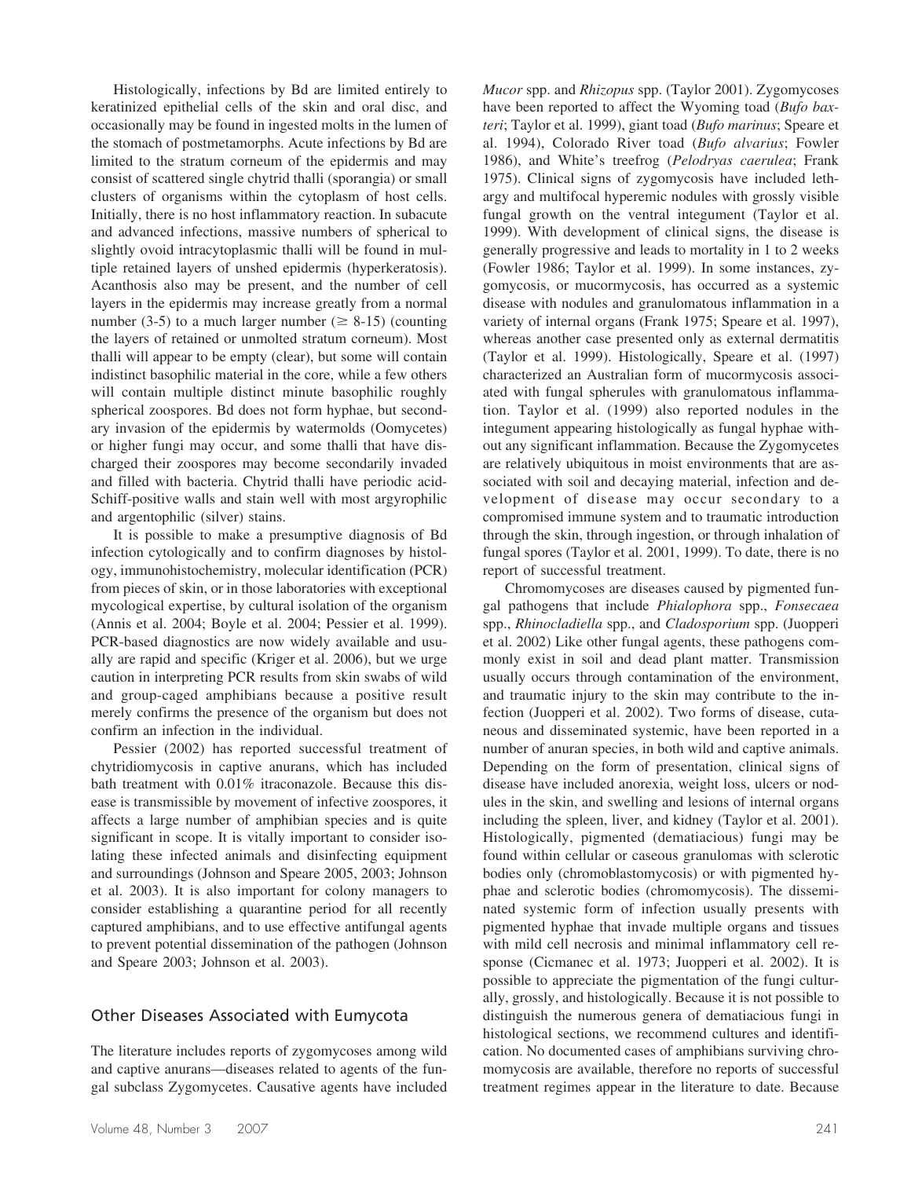Histologically, infections by Bd are limited entirely to keratinized epithelial cells of the skin and oral disc, and occasionally may be found in ingested molts in the lumen of the stomach of postmetamorphs. Acute infections by Bd are limited to the stratum corneum of the epidermis and may consist of scattered single chytrid thalli (sporangia) or small clusters of organisms within the cytoplasm of host cells. Initially, there is no host inflammatory reaction. In subacute and advanced infections, massive numbers of spherical to slightly ovoid intracytoplasmic thalli will be found in multiple retained layers of unshed epidermis (hyperkeratosis). Acanthosis also may be present, and the number of cell layers in the epidermis may increase greatly from a normal number (3-5) to a much larger number ($\geq$ 8-15) (counting the layers of retained or unmolted stratum corneum). Most thalli will appear to be empty (clear), but some will contain indistinct basophilic material in the core, while a few others will contain multiple distinct minute basophilic roughly spherical zoospores. Bd does not form hyphae, but secondary invasion of the epidermis by watermolds (Oomycetes) or higher fungi may occur, and some thalli that have discharged their zoospores may become secondarily invaded and filled with bacteria. Chytrid thalli have periodic acid-Schiff-positive walls and stain well with most argyrophilic and argentophilic (silver) stains.

It is possible to make a presumptive diagnosis of Bd infection cytologically and to confirm diagnoses by histology, immunohistochemistry, molecular identification (PCR) from pieces of skin, or in those laboratories with exceptional mycological expertise, by cultural isolation of the organism (Annis et al. 2004; Boyle et al. 2004; Pessier et al. 1999). PCR-based diagnostics are now widely available and usually are rapid and specific (Kriger et al. 2006), but we urge caution in interpreting PCR results from skin swabs of wild and group-caged amphibians because a positive result merely confirms the presence of the organism but does not confirm an infection in the individual.

Pessier (2002) has reported successful treatment of chytridiomycosis in captive anurans, which has included bath treatment with 0.01% itraconazole. Because this disease is transmissible by movement of infective zoospores, it affects a large number of amphibian species and is quite significant in scope. It is vitally important to consider isolating these infected animals and disinfecting equipment and surroundings (Johnson and Speare 2005, 2003; Johnson et al. 2003). It is also important for colony managers to consider establishing a quarantine period for all recently captured amphibians, and to use effective antifungal agents to prevent potential dissemination of the pathogen (Johnson and Speare 2003; Johnson et al. 2003).

## Other Diseases Associated with Eumycota

The literature includes reports of zygomycoses among wild and captive anurans—diseases related to agents of the fungal subclass Zygomycetes. Causative agents have included *Mucor* spp. and *Rhizopus* spp. (Taylor 2001). Zygomycoses have been reported to affect the Wyoming toad (*Bufo baxteri*; Taylor et al. 1999), giant toad (*Bufo marinus*; Speare et al. 1994), Colorado River toad (*Bufo alvarius*; Fowler 1986), and White's treefrog (*Pelodryas caerulea*; Frank 1975). Clinical signs of zygomycosis have included lethargy and multifocal hyperemic nodules with grossly visible fungal growth on the ventral integument (Taylor et al. 1999). With development of clinical signs, the disease is generally progressive and leads to mortality in 1 to 2 weeks (Fowler 1986; Taylor et al. 1999). In some instances, zygomycosis, or mucormycosis, has occurred as a systemic disease with nodules and granulomatous inflammation in a variety of internal organs (Frank 1975; Speare et al. 1997), whereas another case presented only as external dermatitis (Taylor et al. 1999). Histologically, Speare et al. (1997) characterized an Australian form of mucormycosis associated with fungal spherules with granulomatous inflammation. Taylor et al. (1999) also reported nodules in the integument appearing histologically as fungal hyphae without any significant inflammation. Because the Zygomycetes are relatively ubiquitous in moist environments that are associated with soil and decaying material, infection and development of disease may occur secondary to a compromised immune system and to traumatic introduction through the skin, through ingestion, or through inhalation of fungal spores (Taylor et al. 2001, 1999). To date, there is no report of successful treatment.

Chromomycoses are diseases caused by pigmented fungal pathogens that include *Phialophora* spp., *Fonsecaea* spp., *Rhinocladiella* spp., and *Cladosporium* spp. (Juopperi et al. 2002) Like other fungal agents, these pathogens commonly exist in soil and dead plant matter. Transmission usually occurs through contamination of the environment, and traumatic injury to the skin may contribute to the infection (Juopperi et al. 2002). Two forms of disease, cutaneous and disseminated systemic, have been reported in a number of anuran species, in both wild and captive animals. Depending on the form of presentation, clinical signs of disease have included anorexia, weight loss, ulcers or nodules in the skin, and swelling and lesions of internal organs including the spleen, liver, and kidney (Taylor et al. 2001). Histologically, pigmented (dematiacious) fungi may be found within cellular or caseous granulomas with sclerotic bodies only (chromoblastomycosis) or with pigmented hyphae and sclerotic bodies (chromomycosis). The disseminated systemic form of infection usually presents with pigmented hyphae that invade multiple organs and tissues with mild cell necrosis and minimal inflammatory cell response (Cicmanec et al. 1973; Juopperi et al. 2002). It is possible to appreciate the pigmentation of the fungi culturally, grossly, and histologically. Because it is not possible to distinguish the numerous genera of dematiacious fungi in histological sections, we recommend cultures and identification. No documented cases of amphibians surviving chromomycosis are available, therefore no reports of successful treatment regimes appear in the literature to date. Because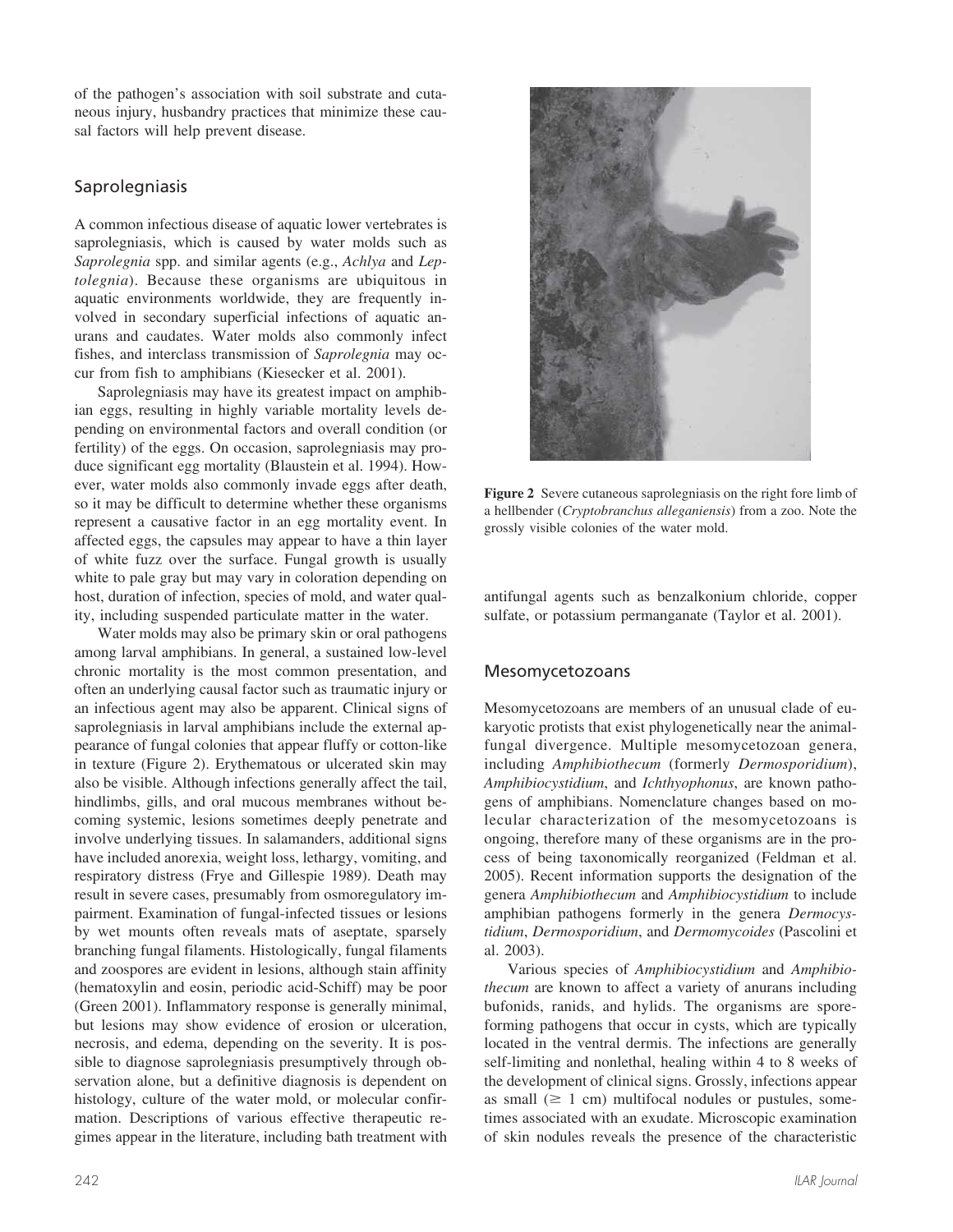of the pathogen's association with soil substrate and cutaneous injury, husbandry practices that minimize these causal factors will help prevent disease.

## Saprolegniasis

A common infectious disease of aquatic lower vertebrates is saprolegniasis, which is caused by water molds such as *Saprolegnia* spp. and similar agents (e.g., *Achlya* and *Leptolegnia*). Because these organisms are ubiquitous in aquatic environments worldwide, they are frequently involved in secondary superficial infections of aquatic anurans and caudates. Water molds also commonly infect fishes, and interclass transmission of *Saprolegnia* may occur from fish to amphibians (Kiesecker et al. 2001).

Saprolegniasis may have its greatest impact on amphibian eggs, resulting in highly variable mortality levels depending on environmental factors and overall condition (or fertility) of the eggs. On occasion, saprolegniasis may produce significant egg mortality (Blaustein et al. 1994). However, water molds also commonly invade eggs after death, so it may be difficult to determine whether these organisms represent a causative factor in an egg mortality event. In affected eggs, the capsules may appear to have a thin layer of white fuzz over the surface. Fungal growth is usually white to pale gray but may vary in coloration depending on host, duration of infection, species of mold, and water quality, including suspended particulate matter in the water.

Water molds may also be primary skin or oral pathogens among larval amphibians. In general, a sustained low-level chronic mortality is the most common presentation, and often an underlying causal factor such as traumatic injury or an infectious agent may also be apparent. Clinical signs of saprolegniasis in larval amphibians include the external appearance of fungal colonies that appear fluffy or cotton-like in texture (Figure 2). Erythematous or ulcerated skin may also be visible. Although infections generally affect the tail, hindlimbs, gills, and oral mucous membranes without becoming systemic, lesions sometimes deeply penetrate and involve underlying tissues. In salamanders, additional signs have included anorexia, weight loss, lethargy, vomiting, and respiratory distress (Frye and Gillespie 1989). Death may result in severe cases, presumably from osmoregulatory impairment. Examination of fungal-infected tissues or lesions by wet mounts often reveals mats of aseptate, sparsely branching fungal filaments. Histologically, fungal filaments and zoospores are evident in lesions, although stain affinity (hematoxylin and eosin, periodic acid-Schiff) may be poor (Green 2001). Inflammatory response is generally minimal, but lesions may show evidence of erosion or ulceration, necrosis, and edema, depending on the severity. It is possible to diagnose saprolegniasis presumptively through observation alone, but a definitive diagnosis is dependent on histology, culture of the water mold, or molecular confirmation. Descriptions of various effective therapeutic regimes appear in the literature, including bath treatment with antifungal agents such as benzalkonium chloride, copper sulfate, or potassium permanganate (Taylor et al. 2001).

**Figure 2** Severe cutaneous saprolegniasis on the right fore limb of a hellbender (*Cryptobranchus alleganiensis*) from a zoo. Note the grossly visible colonies of the water mold.

## Mesomycetozoans

Mesomycetozoans are members of an unusual clade of eukaryotic protists that exist phylogenetically near the animal-fungal divergence. Multiple mesomycetozoan genera, including *Amphibiothecum* (formerly *Dermosporidium*), *Amphibiocystidium*, and *Ichthyophonus*, are known pathogens of amphibians. Nomenclature changes based on molecular characterization of the mesomycetozoans is ongoing, therefore many of these organisms are in the process of being taxonomically reorganized (Feldman et al. 2005). Recent information supports the designation of the genera *Amphibiothecum* and *Amphibiocystidium* to include amphibian pathogens formerly in the genera *Dermocystidium*, *Dermosporidium*, and *Dermomycoides* (Pascolini et al. 2003).

Various species of *Amphibiocystidium* and *Amphibiothecum* are known to affect a variety of anurans including bufonids, ranids, and hylids. The organisms are spore-forming pathogens that occur in cysts, which are typically located in the ventral dermis. The infections are generally self-limiting and nonlethal, healing within 4 to 8 weeks of the development of clinical signs. Grossly, infections appear as small ($\geq$ 1 cm) multifocal nodules or pustules, sometimes associated with an exudate. Microscopic examination of skin nodules reveals the presence of the characteristic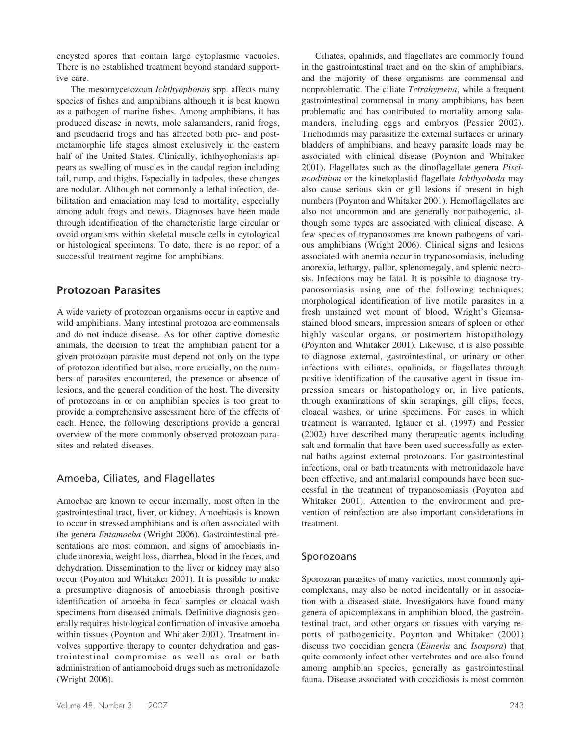encysted spores that contain large cytoplasmic vacuoles. There is no established treatment beyond standard supportive care.

The mesomycetozoan *Ichthyophonus* spp. affects many species of fishes and amphibians although it is best known as a pathogen of marine fishes. Among amphibians, it has produced disease in newts, mole salamanders, ranid frogs, and pseudacrid frogs and has affected both pre- and postmetamorphic life stages almost exclusively in the eastern half of the United States. Clinically, ichthyophoniasis appears as swelling of muscles in the caudal region including tail, rump, and thighs. Especially in tadpoles, these changes are nodular. Although not commonly a lethal infection, debilitation and emaciation may lead to mortality, especially among adult frogs and newts. Diagnoses have been made through identification of the characteristic large circular or ovoid organisms within skeletal muscle cells in cytological or histological specimens. To date, there is no report of a successful treatment regime for amphibians.

## Protozoan Parasites

A wide variety of protozoan organisms occur in captive and wild amphibians. Many intestinal protozoa are commensals and do not induce disease. As for other captive domestic animals, the decision to treat the amphibian patient for a given protozoan parasite must depend not only on the type of protozoa identified but also, more crucially, on the numbers of parasites encountered, the presence or absence of lesions, and the general condition of the host. The diversity of protozoans in or on amphibian species is too great to provide a comprehensive assessment here of the effects of each. Hence, the following descriptions provide a general overview of the more commonly observed protozoan parasites and related diseases.

### Amoeba, Ciliates, and Flagellates

Amoebae are known to occur internally, most often in the gastrointestinal tract, liver, or kidney. Amoebiasis is known to occur in stressed amphibians and is often associated with the genera *Entamoeba* (Wright 2006). Gastrointestinal presentations are most common, and signs of amoebiasis include anorexia, weight loss, diarrhea, blood in the feces, and dehydration. Dissemination to the liver or kidney may also occur (Poynton and Whitaker 2001). It is possible to make a presumptive diagnosis of amoebiasis through positive identification of amoeba in fecal samples or cloacal wash specimens from diseased animals. Definitive diagnosis generally requires histological confirmation of invasive amoeba within tissues (Poynton and Whitaker 2001). Treatment involves supportive therapy to counter dehydration and gastrointestinal compromise as well as oral or bath administration of antiamoeboid drugs such as metronidazole (Wright 2006).

Ciliates, opalinids, and flagellates are commonly found in the gastrointestinal tract and on the skin of amphibians, and the majority of these organisms are commensal and nonproblematic. The ciliate *Tetrahymena*, while a frequent gastrointestinal commensal in many amphibians, has been problematic and has contributed to mortality among salamanders, including eggs and embryos (Pessier 2002). Trichodinids may parasitize the external surfaces or urinary bladders of amphibians, and heavy parasite loads may be associated with clinical disease (Poynton and Whitaker 2001). Flagellates such as the dinoflagellate genera *Piscinoodinium* or the kinetoplastid flagellate *Ichthyoboda* may also cause serious skin or gill lesions if present in high numbers (Poynton and Whitaker 2001). Hemoflagellates are also not uncommon and are generally nonpathogenic, although some types are associated with clinical disease. A few species of trypanosomes are known pathogens of various amphibians (Wright 2006). Clinical signs and lesions associated with anemia occur in trypanosomiasis, including anorexia, lethargy, pallor, splenomegaly, and splenic necrosis. Infections may be fatal. It is possible to diagnose trypanosomiasis using one of the following techniques: morphological identification of live motile parasites in a fresh unstained wet mount of blood, Wright's Giemsa-stained blood smears, impression smears of spleen or other highly vascular organs, or postmortem histopathology (Poynton and Whitaker 2001). Likewise, it is also possible to diagnose external, gastrointestinal, or urinary or other infections with ciliates, opalinids, or flagellates through positive identification of the causative agent in tissue impression smears or histopathology or, in live patients, through examinations of skin scrapings, gill clips, feces, cloacal washes, or urine specimens. For cases in which treatment is warranted, Iglauer et al. (1997) and Pessier (2002) have described many therapeutic agents including salt and formalin that have been used successfully as external baths against external protozoans. For gastrointestinal infections, oral or bath treatments with metronidazole have been effective, and antimalarial compounds have been successful in the treatment of trypanosomiasis (Poynton and Whitaker 2001). Attention to the environment and prevention of reinfection are also important considerations in treatment.

### Sporozoans

Sporozoan parasites of many varieties, most commonly apicomplexans, may also be noted incidentally or in association with a diseased state. Investigators have found many genera of apicomplexans in amphibian blood, the gastrointestinal tract, and other organs or tissues with varying reports of pathogenicity. Poynton and Whitaker (2001) discuss two coccidian genera (*Eimeria* and *Isospora*) that quite commonly infect other vertebrates and are also found among amphibian species, generally as gastrointestinal fauna. Disease associated with coccidiosis is most common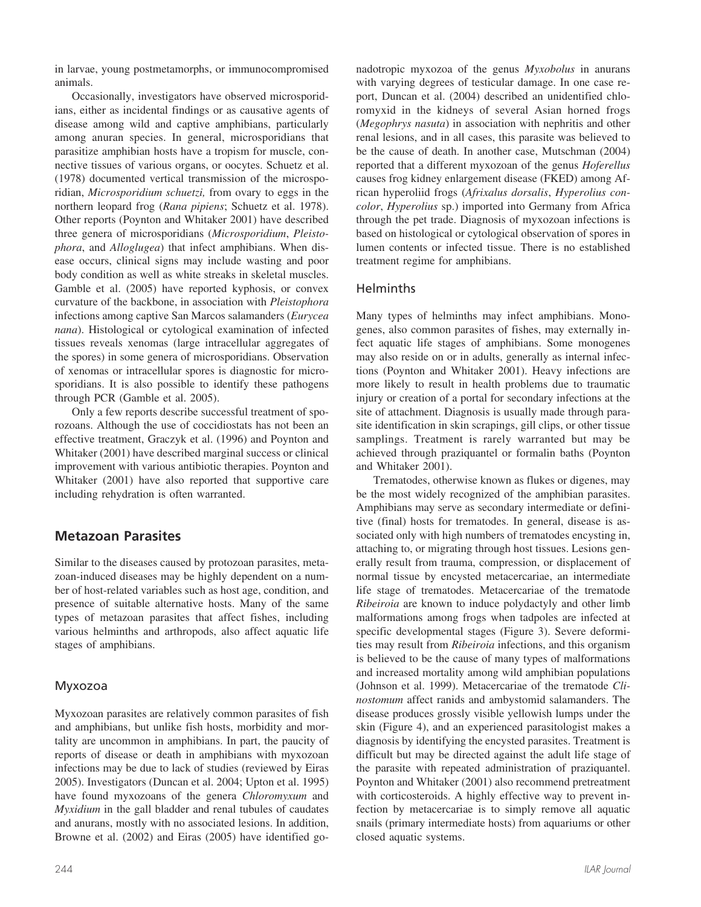in larvae, young postmetamorphs, or immunocompromised animals.

Occasionally, investigators have observed microsporidians, either as incidental findings or as causative agents of disease among wild and captive amphibians, particularly among anuran species. In general, microsporidians that parasitize amphibian hosts have a tropism for muscle, connective tissues of various organs, or oocytes. Schuetz et al. (1978) documented vertical transmission of the microsporidian, *Microsporidium schuetzi,* from ovary to eggs in the northern leopard frog (*Rana pipiens*; Schuetz et al. 1978). Other reports (Poynton and Whitaker 2001) have described three genera of microsporidians (*Microsporidium*, *Pleistophora*, and *Alloglugea*) that infect amphibians. When disease occurs, clinical signs may include wasting and poor body condition as well as white streaks in skeletal muscles. Gamble et al. (2005) have reported kyphosis, or convex curvature of the backbone, in association with *Pleistophora* infections among captive San Marcos salamanders (*Eurycea nana*). Histological or cytological examination of infected tissues reveals xenomas (large intracellular aggregates of the spores) in some genera of microsporidians. Observation of xenomas or intracellular spores is diagnostic for microsporidians. It is also possible to identify these pathogens through PCR (Gamble et al. 2005).

Only a few reports describe successful treatment of sporozoans. Although the use of coccidiostats has not been an effective treatment, Graczyk et al. (1996) and Poynton and Whitaker (2001) have described marginal success or clinical improvement with various antibiotic therapies. Poynton and Whitaker (2001) have also reported that supportive care including rehydration is often warranted.

## Metazoan Parasites

Similar to the diseases caused by protozoan parasites, metazoan-induced diseases may be highly dependent on a number of host-related variables such as host age, condition, and presence of suitable alternative hosts. Many of the same types of metazoan parasites that affect fishes, including various helminths and arthropods, also affect aquatic life stages of amphibians.

### Myxozoa

Myxozoan parasites are relatively common parasites of fish and amphibians, but unlike fish hosts, morbidity and mortality are uncommon in amphibians. In part, the paucity of reports of disease or death in amphibians with myxozoan infections may be due to lack of studies (reviewed by Eiras 2005). Investigators (Duncan et al. 2004; Upton et al. 1995) have found myxozoans of the genera *Chloromyxum* and *Myxidium* in the gall bladder and renal tubules of caudates and anurans, mostly with no associated lesions. In addition, Browne et al. (2002) and Eiras (2005) have identified gonadotropic myxozoa of the genus *Myxobolus* in anurans with varying degrees of testicular damage. In one case report, Duncan et al. (2004) described an unidentified chloromyxid in the kidneys of several Asian horned frogs (*Megophrys nasuta*) in association with nephritis and other renal lesions, and in all cases, this parasite was believed to be the cause of death. In another case, Mutschman (2004) reported that a different myxozoan of the genus *Hoferellus* causes frog kidney enlargement disease (FKED) among African hyperoliid frogs (*Afrixalus dorsalis*, *Hyperolius concolor*, *Hyperolius* sp.) imported into Germany from Africa through the pet trade. Diagnosis of myxozoan infections is based on histological or cytological observation of spores in lumen contents or infected tissue. There is no established treatment regime for amphibians.

### Helminths

Many types of helminths may infect amphibians. Monogenes, also common parasites of fishes, may externally infect aquatic life stages of amphibians. Some monogenes may also reside on or in adults, generally as internal infections (Poynton and Whitaker 2001). Heavy infections are more likely to result in health problems due to traumatic injury or creation of a portal for secondary infections at the site of attachment. Diagnosis is usually made through parasite identification in skin scrapings, gill clips, or other tissue samplings. Treatment is rarely warranted but may be achieved through praziquantel or formalin baths (Poynton and Whitaker 2001).

Trematodes, otherwise known as flukes or digenes, may be the most widely recognized of the amphibian parasites. Amphibians may serve as secondary intermediate or definitive (final) hosts for trematodes. In general, disease is associated only with high numbers of trematodes encysting in, attaching to, or migrating through host tissues. Lesions generally result from trauma, compression, or displacement of normal tissue by encysted metacercariae, an intermediate life stage of trematodes. Metacercariae of the trematode *Ribeiroia* are known to induce polydactyly and other limb malformations among frogs when tadpoles are infected at specific developmental stages (Figure 3). Severe deformities may result from *Ribeiroia* infections, and this organism is believed to be the cause of many types of malformations and increased mortality among wild amphibian populations (Johnson et al. 1999). Metacercariae of the trematode *Clinostomum* affect ranids and ambystomid salamanders. The disease produces grossly visible yellowish lumps under the skin (Figure 4), and an experienced parasitologist makes a diagnosis by identifying the encysted parasites. Treatment is difficult but may be directed against the adult life stage of the parasite with repeated administration of praziquantel. Poynton and Whitaker (2001) also recommend pretreatment with corticosteroids. A highly effective way to prevent infection by metacercariae is to simply remove all aquatic snails (primary intermediate hosts) from aquariums or other closed aquatic systems.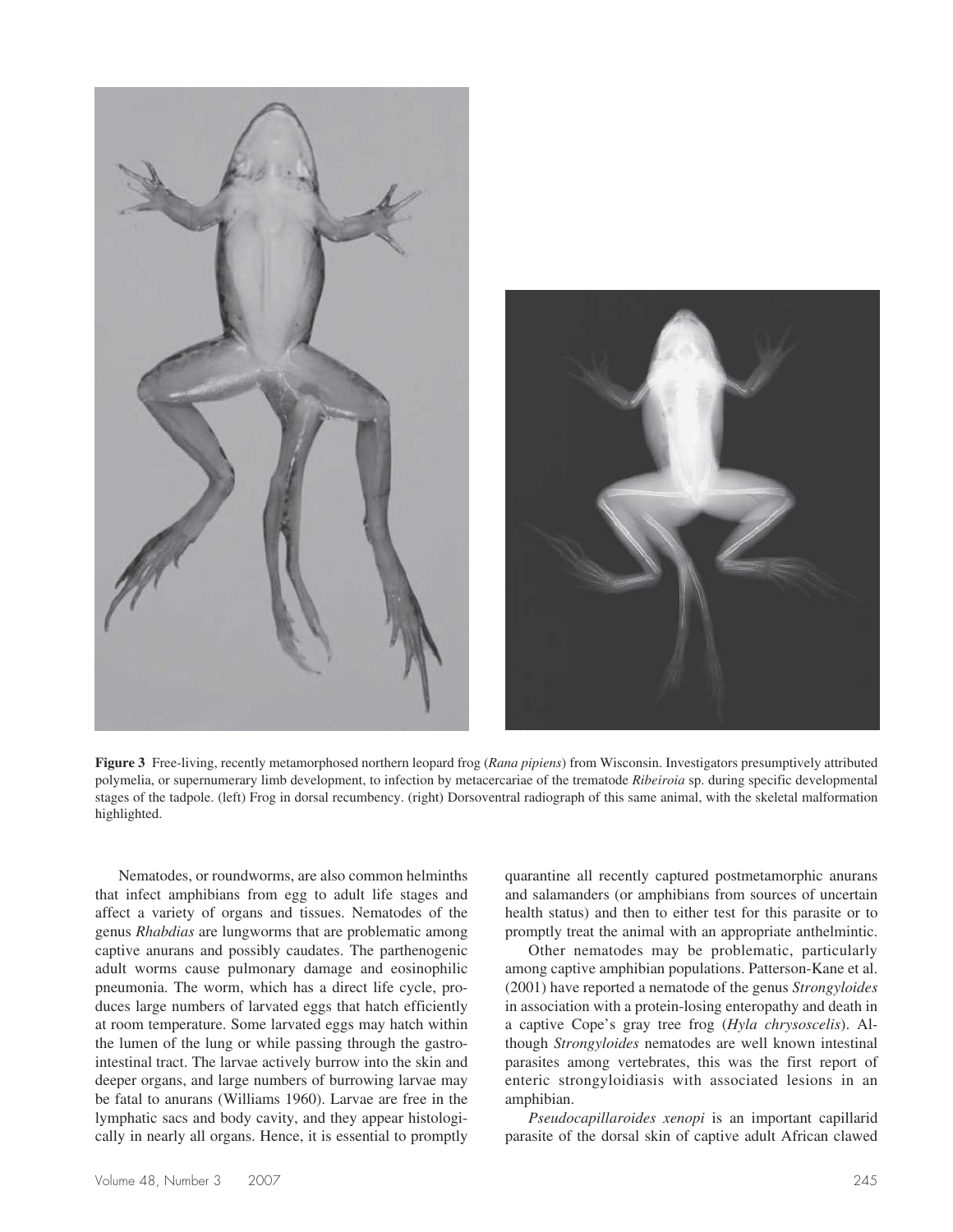**Figure 3** Free-living, recently metamorphosed northern leopard frog (*Rana pipiens*) from Wisconsin. Investigators presumptively attributed polymelia, or supernumerary limb development, to infection by metacercariae of the trematode *Ribeiroia* sp. during specific developmental stages of the tadpole. (left) Frog in dorsal recumbency. (right) Dorsoventral radiograph of this same animal, with the skeletal malformation highlighted.

Nematodes, or roundworms, are also common helminths that infect amphibians from egg to adult life stages and affect a variety of organs and tissues. Nematodes of the genus *Rhabdias* are lungworms that are problematic among captive anurans and possibly caudates. The parthenogenic adult worms cause pulmonary damage and eosinophilic pneumonia. The worm, which has a direct life cycle, produces large numbers of larvated eggs that hatch efficiently at room temperature. Some larvated eggs may hatch within the lumen of the lung or while passing through the gastrointestinal tract. The larvae actively burrow into the skin and deeper organs, and large numbers of burrowing larvae may be fatal to anurans (Williams 1960). Larvae are free in the lymphatic sacs and body cavity, and they appear histologically in nearly all organs. Hence, it is essential to promptly quarantine all recently captured postmetamorphic anurans and salamanders (or amphibians from sources of uncertain health status) and then to either test for this parasite or to promptly treat the animal with an appropriate anthelmintic.

Other nematodes may be problematic, particularly among captive amphibian populations. Patterson-Kane et al. (2001) have reported a nematode of the genus *Strongyloides* in association with a protein-losing enteropathy and death in a captive Cope's gray tree frog (*Hyla chrysoscelis*). Although *Strongyloides* nematodes are well known intestinal parasites among vertebrates, this was the first report of enteric strongyloidiasis with associated lesions in an amphibian.

*Pseudocapillaroides xenopi* is an important capillarid parasite of the dorsal skin of captive adult African clawed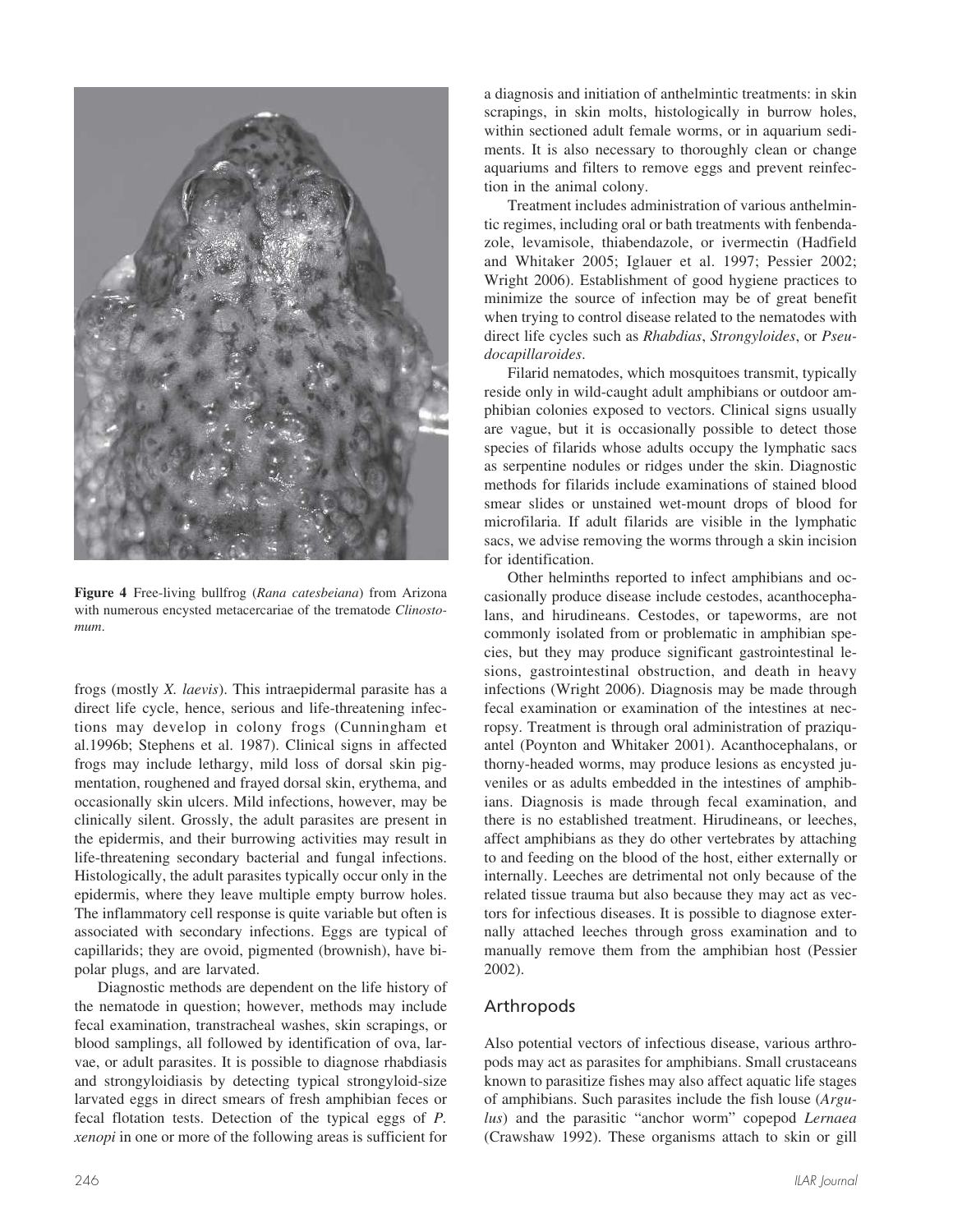**Figure 4** Free-living bullfrog (*Rana catesbeiana*) from Arizona with numerous encysted metacercariae of the trematode *Clinostomum*.

frogs (mostly *X. laevis*). This intraepidermal parasite has a direct life cycle, hence, serious and life-threatening infections may develop in colony frogs (Cunningham et al.1996b; Stephens et al. 1987). Clinical signs in affected frogs may include lethargy, mild loss of dorsal skin pigmentation, roughened and frayed dorsal skin, erythema, and occasionally skin ulcers. Mild infections, however, may be clinically silent. Grossly, the adult parasites are present in the epidermis, and their burrowing activities may result in life-threatening secondary bacterial and fungal infections. Histologically, the adult parasites typically occur only in the epidermis, where they leave multiple empty burrow holes. The inflammatory cell response is quite variable but often is associated with secondary infections. Eggs are typical of capillarids; they are ovoid, pigmented (brownish), have bipolar plugs, and are larvated.

Diagnostic methods are dependent on the life history of the nematode in question; however, methods may include fecal examination, transtracheal washes, skin scrapings, or blood samplings, all followed by identification of ova, larvae, or adult parasites. It is possible to diagnose rhabdiasis and strongyloidiasis by detecting typical strongyloid-size larvated eggs in direct smears of fresh amphibian feces or fecal flotation tests. Detection of the typical eggs of *P. xenopi* in one or more of the following areas is sufficient for a diagnosis and initiation of anthelmintic treatments: in skin scrapings, in skin molts, histologically in burrow holes, within sectioned adult female worms, or in aquarium sediments. It is also necessary to thoroughly clean or change aquariums and filters to remove eggs and prevent reinfection in the animal colony.

Treatment includes administration of various anthelmintic regimes, including oral or bath treatments with fenbendazole, levamisole, thiabendazole, or ivermectin (Hadfield and Whitaker 2005; Iglauer et al. 1997; Pessier 2002; Wright 2006). Establishment of good hygiene practices to minimize the source of infection may be of great benefit when trying to control disease related to the nematodes with direct life cycles such as *Rhabdias*, *Strongyloides*, or *Pseudocapillaroides*.

Filarid nematodes, which mosquitoes transmit, typically reside only in wild-caught adult amphibians or outdoor amphibian colonies exposed to vectors. Clinical signs usually are vague, but it is occasionally possible to detect those species of filarids whose adults occupy the lymphatic sacs as serpentine nodules or ridges under the skin. Diagnostic methods for filarids include examinations of stained blood smear slides or unstained wet-mount drops of blood for microfilaria. If adult filarids are visible in the lymphatic sacs, we advise removing the worms through a skin incision for identification.

Other helminths reported to infect amphibians and occasionally produce disease include cestodes, acanthocephalans, and hirudineans. Cestodes, or tapeworms, are not commonly isolated from or problematic in amphibian species, but they may produce significant gastrointestinal lesions, gastrointestinal obstruction, and death in heavy infections (Wright 2006). Diagnosis may be made through fecal examination or examination of the intestines at necropsy. Treatment is through oral administration of praziquantel (Poynton and Whitaker 2001). Acanthocephalans, or thorny-headed worms, may produce lesions as encysted juveniles or as adults embedded in the intestines of amphibians. Diagnosis is made through fecal examination, and there is no established treatment. Hirudineans, or leeches, affect amphibians as they do other vertebrates by attaching to and feeding on the blood of the host, either externally or internally. Leeches are detrimental not only because of the related tissue trauma but also because they may act as vectors for infectious diseases. It is possible to diagnose externally attached leeches through gross examination and to manually remove them from the amphibian host (Pessier 2002).

## Arthropods

Also potential vectors of infectious disease, various arthropods may act as parasites for amphibians. Small crustaceans known to parasitize fishes may also affect aquatic life stages of amphibians. Such parasites include the fish louse (*Argulus*) and the parasitic "anchor worm" copepod *Lernaea* (Crawshaw 1992). These organisms attach to skin or gill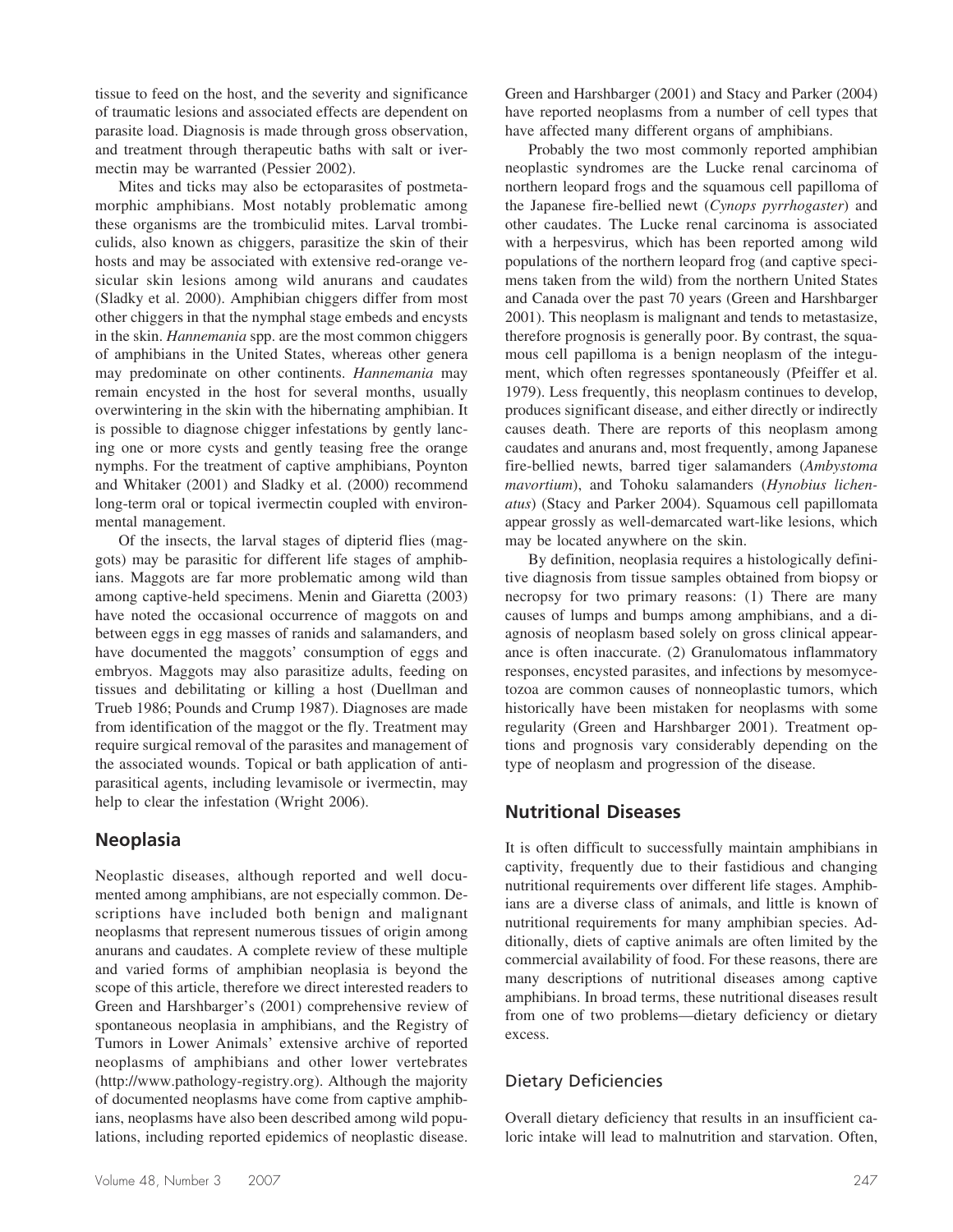tissue to feed on the host, and the severity and significance of traumatic lesions and associated effects are dependent on parasite load. Diagnosis is made through gross observation, and treatment through therapeutic baths with salt or ivermectin may be warranted (Pessier 2002).

Mites and ticks may also be ectoparasites of postmetamorphic amphibians. Most notably problematic among these organisms are the trombiculid mites. Larval trombiculids, also known as chiggers, parasitize the skin of their hosts and may be associated with extensive red-orange vesicular skin lesions among wild anurans and caudates (Sladky et al. 2000). Amphibian chiggers differ from most other chiggers in that the nymphal stage embeds and encysts in the skin. *Hannemania* spp. are the most common chiggers of amphibians in the United States, whereas other genera may predominate on other continents. *Hannemania* may remain encysted in the host for several months, usually overwintering in the skin with the hibernating amphibian. It is possible to diagnose chigger infestations by gently lancing one or more cysts and gently teasing free the orange nymphs. For the treatment of captive amphibians, Poynton and Whitaker (2001) and Sladky et al. (2000) recommend long-term oral or topical ivermectin coupled with environmental management.

Of the insects, the larval stages of dipterid flies (maggots) may be parasitic for different life stages of amphibians. Maggots are far more problematic among wild than among captive-held specimens. Menin and Giaretta (2003) have noted the occasional occurrence of maggots on and between eggs in egg masses of ranids and salamanders, and have documented the maggots' consumption of eggs and embryos. Maggots may also parasitize adults, feeding on tissues and debilitating or killing a host (Duellman and Trueb 1986; Pounds and Crump 1987). Diagnoses are made from identification of the maggot or the fly. Treatment may require surgical removal of the parasites and management of the associated wounds. Topical or bath application of antiparasitical agents, including levamisole or ivermectin, may help to clear the infestation (Wright 2006).

## Neoplasia

Neoplastic diseases, although reported and well documented among amphibians, are not especially common. Descriptions have included both benign and malignant neoplasms that represent numerous tissues of origin among anurans and caudates. A complete review of these multiple and varied forms of amphibian neoplasia is beyond the scope of this article, therefore we direct interested readers to Green and Harshbarger's (2001) comprehensive review of spontaneous neoplasia in amphibians, and the Registry of Tumors in Lower Animals' extensive archive of reported neoplasms of amphibians and other lower vertebrates (http://www.pathology-registry.org). Although the majority of documented neoplasms have come from captive amphibians, neoplasms have also been described among wild populations, including reported epidemics of neoplastic disease. Green and Harshbarger (2001) and Stacy and Parker (2004) have reported neoplasms from a number of cell types that have affected many different organs of amphibians.

Probably the two most commonly reported amphibian neoplastic syndromes are the Lucke renal carcinoma of northern leopard frogs and the squamous cell papilloma of the Japanese fire-bellied newt (*Cynops pyrrhogaster*) and other caudates. The Lucke renal carcinoma is associated with a herpesvirus, which has been reported among wild populations of the northern leopard frog (and captive specimens taken from the wild) from the northern United States and Canada over the past 70 years (Green and Harshbarger 2001). This neoplasm is malignant and tends to metastasize, therefore prognosis is generally poor. By contrast, the squamous cell papilloma is a benign neoplasm of the integument, which often regresses spontaneously (Pfeiffer et al. 1979). Less frequently, this neoplasm continues to develop, produces significant disease, and either directly or indirectly causes death. There are reports of this neoplasm among caudates and anurans and, most frequently, among Japanese fire-bellied newts, barred tiger salamanders (*Ambystoma mavortium*), and Tohoku salamanders (*Hynobius lichenatus*) (Stacy and Parker 2004). Squamous cell papillomata appear grossly as well-demarcated wart-like lesions, which may be located anywhere on the skin.

By definition, neoplasia requires a histologically definitive diagnosis from tissue samples obtained from biopsy or necropsy for two primary reasons: (1) There are many causes of lumps and bumps among amphibians, and a diagnosis of neoplasm based solely on gross clinical appearance is often inaccurate. (2) Granulomatous inflammatory responses, encysted parasites, and infections by mesomycetozoa are common causes of nonneoplastic tumors, which historically have been mistaken for neoplasms with some regularity (Green and Harshbarger 2001). Treatment options and prognosis vary considerably depending on the type of neoplasm and progression of the disease.

## Nutritional Diseases

It is often difficult to successfully maintain amphibians in captivity, frequently due to their fastidious and changing nutritional requirements over different life stages. Amphibians are a diverse class of animals, and little is known of nutritional requirements for many amphibian species. Additionally, diets of captive animals are often limited by the commercial availability of food. For these reasons, there are many descriptions of nutritional diseases among captive amphibians. In broad terms, these nutritional diseases result from one of two problems—dietary deficiency or dietary excess.

### Dietary Deficiencies

Overall dietary deficiency that results in an insufficient caloric intake will lead to malnutrition and starvation. Often,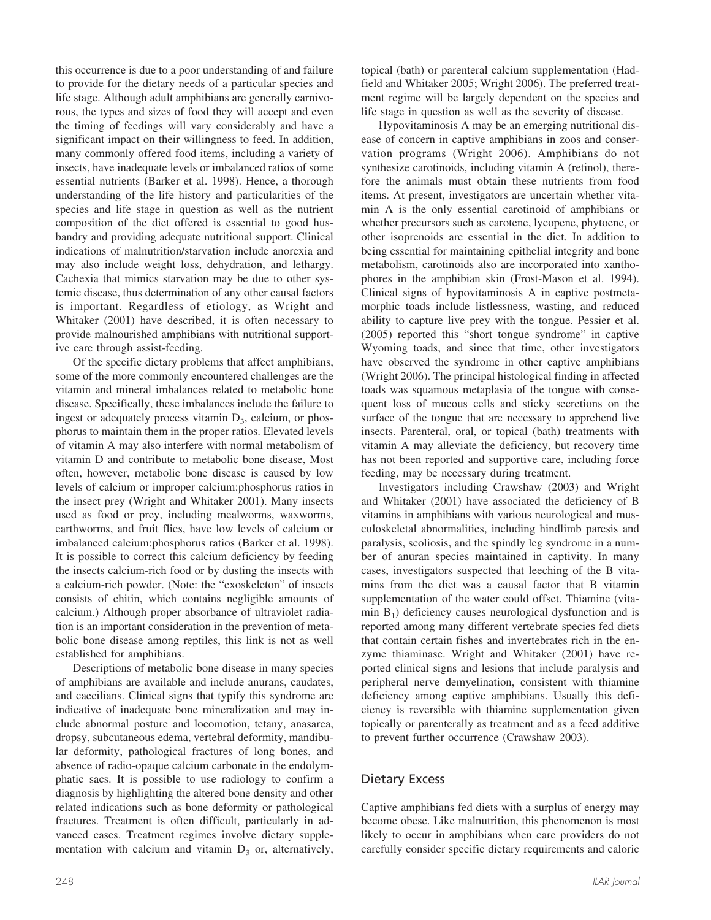this occurrence is due to a poor understanding of and failure to provide for the dietary needs of a particular species and life stage. Although adult amphibians are generally carnivorous, the types and sizes of food they will accept and even the timing of feedings will vary considerably and have a significant impact on their willingness to feed. In addition, many commonly offered food items, including a variety of insects, have inadequate levels or imbalanced ratios of some essential nutrients (Barker et al. 1998). Hence, a thorough understanding of the life history and particularities of the species and life stage in question as well as the nutrient composition of the diet offered is essential to good husbandry and providing adequate nutritional support. Clinical indications of malnutrition/starvation include anorexia and may also include weight loss, dehydration, and lethargy. Cachexia that mimics starvation may be due to other systemic disease, thus determination of any other causal factors is important. Regardless of etiology, as Wright and Whitaker (2001) have described, it is often necessary to provide malnourished amphibians with nutritional supportive care through assist-feeding.

Of the specific dietary problems that affect amphibians, some of the more commonly encountered challenges are the vitamin and mineral imbalances related to metabolic bone disease. Specifically, these imbalances include the failure to ingest or adequately process vitamin $D_3$, calcium, or phosphorus to maintain them in the proper ratios. Elevated levels of vitamin A may also interfere with normal metabolism of vitamin D and contribute to metabolic bone disease, Most often, however, metabolic bone disease is caused by low levels of calcium or improper calcium:phosphorus ratios in the insect prey (Wright and Whitaker 2001). Many insects used as food or prey, including mealworms, waxworms, earthworms, and fruit flies, have low levels of calcium or imbalanced calcium:phosphorus ratios (Barker et al. 1998). It is possible to correct this calcium deficiency by feeding the insects calcium-rich food or by dusting the insects with a calcium-rich powder. (Note: the "exoskeleton" of insects consists of chitin, which contains negligible amounts of calcium.) Although proper absorbance of ultraviolet radiation is an important consideration in the prevention of metabolic bone disease among reptiles, this link is not as well established for amphibians.

Descriptions of metabolic bone disease in many species of amphibians are available and include anurans, caudates, and caecilians. Clinical signs that typify this syndrome are indicative of inadequate bone mineralization and may include abnormal posture and locomotion, tetany, anasarca, dropsy, subcutaneous edema, vertebral deformity, mandibular deformity, pathological fractures of long bones, and absence of radio-opaque calcium carbonate in the endolymphatic sacs. It is possible to use radiology to confirm a diagnosis by highlighting the altered bone density and other related indications such as bone deformity or pathological fractures. Treatment is often difficult, particularly in advanced cases. Treatment regimes involve dietary supplementation with calcium and vitamin $D_3$ or, alternatively, topical (bath) or parenteral calcium supplementation (Hadfield and Whitaker 2005; Wright 2006). The preferred treatment regime will be largely dependent on the species and life stage in question as well as the severity of disease.

Hypovitaminosis A may be an emerging nutritional disease of concern in captive amphibians in zoos and conservation programs (Wright 2006). Amphibians do not synthesize carotinoids, including vitamin A (retinol), therefore the animals must obtain these nutrients from food items. At present, investigators are uncertain whether vitamin A is the only essential carotinoid of amphibians or whether precursors such as carotene, lycopene, phytoene, or other isoprenoids are essential in the diet. In addition to being essential for maintaining epithelial integrity and bone metabolism, carotinoids also are incorporated into xanthophores in the amphibian skin (Frost-Mason et al. 1994). Clinical signs of hypovitaminosis A in captive postmetamorphic toads include listlessness, wasting, and reduced ability to capture live prey with the tongue. Pessier et al. (2005) reported this "short tongue syndrome" in captive Wyoming toads, and since that time, other investigators have observed the syndrome in other captive amphibians (Wright 2006). The principal histological finding in affected toads was squamous metaplasia of the tongue with consequent loss of mucous cells and sticky secretions on the surface of the tongue that are necessary to apprehend live insects. Parenteral, oral, or topical (bath) treatments with vitamin A may alleviate the deficiency, but recovery time has not been reported and supportive care, including force feeding, may be necessary during treatment.

Investigators including Crawshaw (2003) and Wright and Whitaker (2001) have associated the deficiency of B vitamins in amphibians with various neurological and musculoskeletal abnormalities, including hindlimb paresis and paralysis, scoliosis, and the spindly leg syndrome in a number of anuran species maintained in captivity. In many cases, investigators suspected that leeching of the B vitamins from the diet was a causal factor that B vitamin supplementation of the water could offset. Thiamine (vitamin $B_1$) deficiency causes neurological dysfunction and is reported among many different vertebrate species fed diets that contain certain fishes and invertebrates rich in the enzyme thiaminase. Wright and Whitaker (2001) have reported clinical signs and lesions that include paralysis and peripheral nerve demyelination, consistent with thiamine deficiency among captive amphibians. Usually this deficiency is reversible with thiamine supplementation given topically or parenterally as treatment and as a feed additive to prevent further occurrence (Crawshaw 2003).

## Dietary Excess

Captive amphibians fed diets with a surplus of energy may become obese. Like malnutrition, this phenomenon is most likely to occur in amphibians when care providers do not carefully consider specific dietary requirements and caloric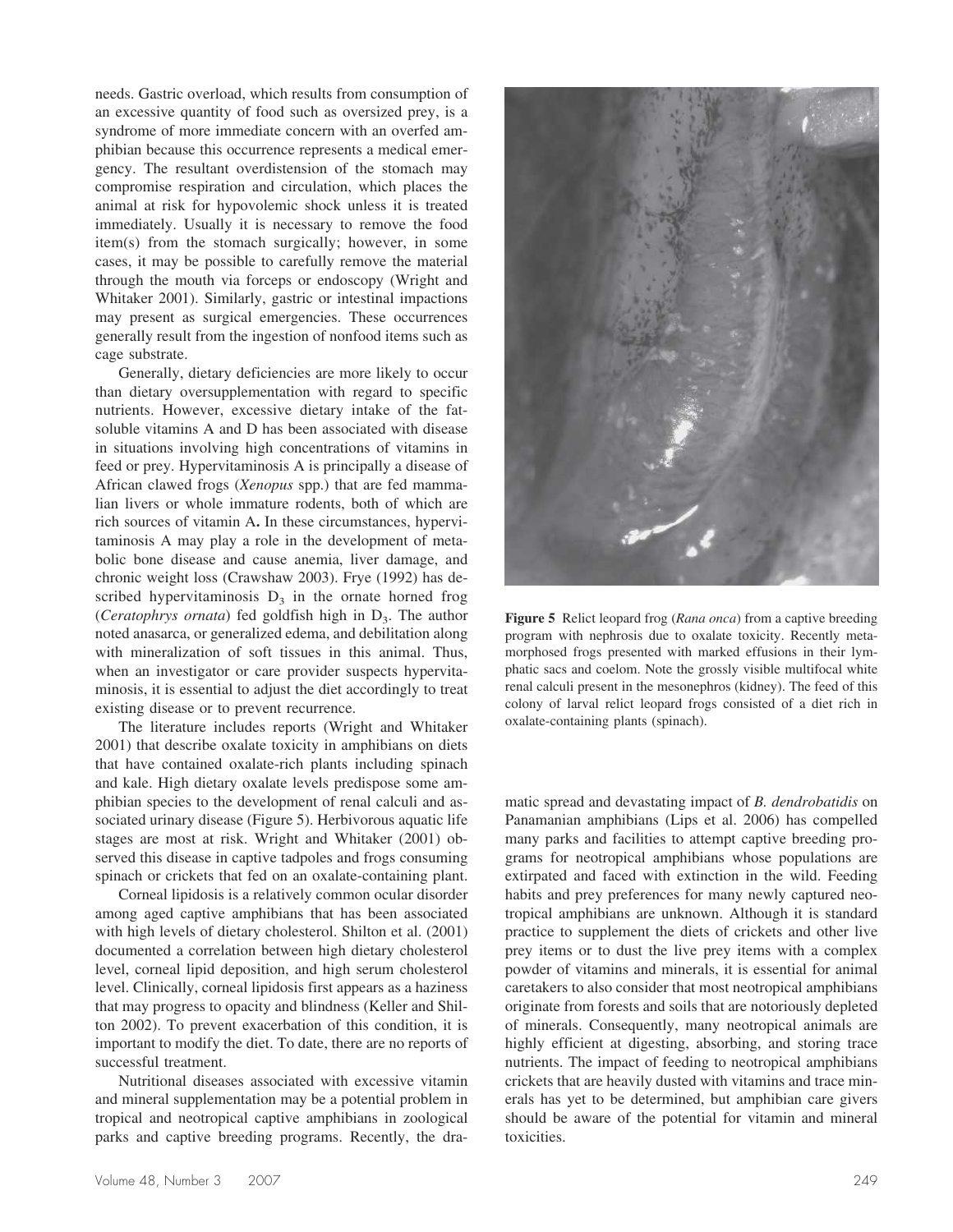needs. Gastric overload, which results from consumption of an excessive quantity of food such as oversized prey, is a syndrome of more immediate concern with an overfed amphibian because this occurrence represents a medical emergency. The resultant overdistension of the stomach may compromise respiration and circulation, which places the animal at risk for hypovolemic shock unless it is treated immediately. Usually it is necessary to remove the food item(s) from the stomach surgically; however, in some cases, it may be possible to carefully remove the material through the mouth via forceps or endoscopy (Wright and Whitaker 2001). Similarly, gastric or intestinal impactions may present as surgical emergencies. These occurrences generally result from the ingestion of nonfood items such as cage substrate.

Generally, dietary deficiencies are more likely to occur than dietary oversupplementation with regard to specific nutrients. However, excessive dietary intake of the fat-soluble vitamins A and D has been associated with disease in situations involving high concentrations of vitamins in feed or prey. Hypervitaminosis A is principally a disease of African clawed frogs (*Xenopus* spp.) that are fed mammalian livers or whole immature rodents, both of which are rich sources of vitamin A**.** In these circumstances, hypervitaminosis A may play a role in the development of metabolic bone disease and cause anemia, liver damage, and chronic weight loss (Crawshaw 2003). Frye (1992) has described hypervitaminosis $D_3$ in the ornate horned frog (*Ceratophrys ornata*) fed goldfish high in $D_3$. The author noted anasarca, or generalized edema, and debilitation along with mineralization of soft tissues in this animal. Thus, when an investigator or care provider suspects hypervitaminosis, it is essential to adjust the diet accordingly to treat existing disease or to prevent recurrence.

The literature includes reports (Wright and Whitaker 2001) that describe oxalate toxicity in amphibians on diets that have contained oxalate-rich plants including spinach and kale. High dietary oxalate levels predispose some amphibian species to the development of renal calculi and associated urinary disease (Figure 5). Herbivorous aquatic life stages are most at risk. Wright and Whitaker (2001) observed this disease in captive tadpoles and frogs consuming spinach or crickets that fed on an oxalate-containing plant.

Corneal lipidosis is a relatively common ocular disorder among aged captive amphibians that has been associated with high levels of dietary cholesterol. Shilton et al. (2001) documented a correlation between high dietary cholesterol level, corneal lipid deposition, and high serum cholesterol level. Clinically, corneal lipidosis first appears as a haziness that may progress to opacity and blindness (Keller and Shilton 2002). To prevent exacerbation of this condition, it is important to modify the diet. To date, there are no reports of successful treatment.

Nutritional diseases associated with excessive vitamin and mineral supplementation may be a potential problem in tropical and neotropical captive amphibians in zoological parks and captive breeding programs. Recently, the dramatic spread and devastating impact of *B. dendrobatidis* on Panamanian amphibians (Lips et al. 2006) has compelled many parks and facilities to attempt captive breeding programs for neotropical amphibians whose populations are extirpated and faced with extinction in the wild. Feeding habits and prey preferences for many newly captured neotropical amphibians are unknown. Although it is standard practice to supplement the diets of crickets and other live prey items or to dust the live prey items with a complex powder of vitamins and minerals, it is essential for animal caretakers to also consider that most neotropical amphibians originate from forests and soils that are notoriously depleted of minerals. Consequently, many neotropical animals are highly efficient at digesting, absorbing, and storing trace nutrients. The impact of feeding to neotropical amphibians crickets that are heavily dusted with vitamins and trace minerals has yet to be determined, but amphibian care givers should be aware of the potential for vitamin and mineral toxicities.

**Figure 5** Relict leopard frog (*Rana onca*) from a captive breeding program with nephrosis due to oxalate toxicity. Recently metamorphosed frogs presented with marked effusions in their lymphatic sacs and coelom. Note the grossly visible multifocal white renal calculi present in the mesonephros (kidney). The feed of this colony of larval relict leopard frogs consisted of a diet rich in oxalate-containing plants (spinach).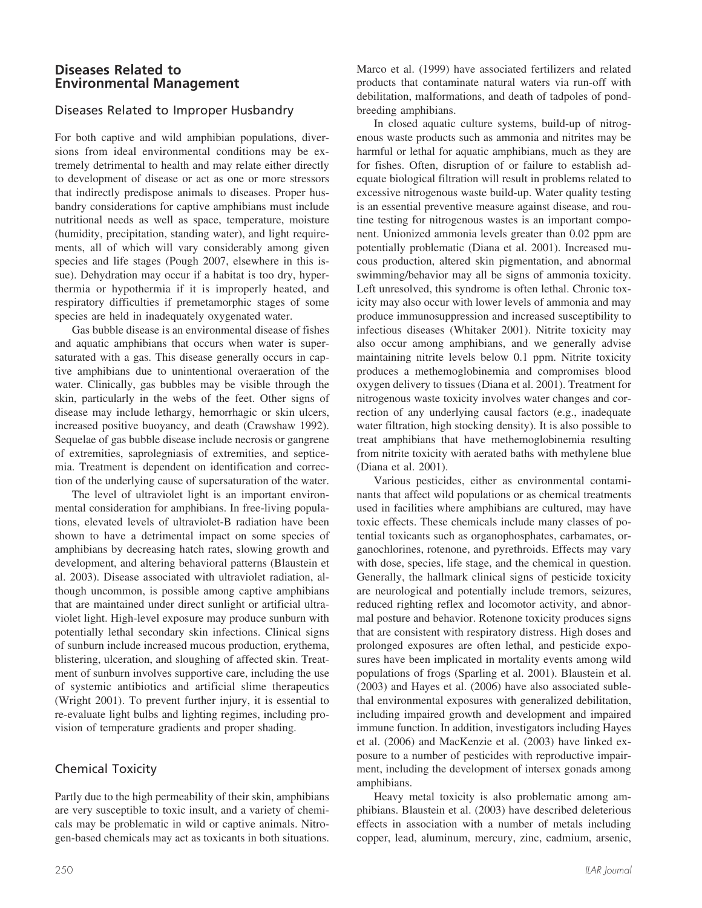## Diseases Related to Environmental Management

### Diseases Related to Improper Husbandry

For both captive and wild amphibian populations, diversions from ideal environmental conditions may be extremely detrimental to health and may relate either directly to development of disease or act as one or more stressors that indirectly predispose animals to diseases. Proper husbandry considerations for captive amphibians must include nutritional needs as well as space, temperature, moisture (humidity, precipitation, standing water), and light requirements, all of which will vary considerably among given species and life stages (Pough 2007, elsewhere in this issue). Dehydration may occur if a habitat is too dry, hyperthermia or hypothermia if it is improperly heated, and respiratory difficulties if premetamorphic stages of some species are held in inadequately oxygenated water.

Gas bubble disease is an environmental disease of fishes and aquatic amphibians that occurs when water is supersaturated with a gas. This disease generally occurs in captive amphibians due to unintentional overaeration of the water. Clinically, gas bubbles may be visible through the skin, particularly in the webs of the feet. Other signs of disease may include lethargy, hemorrhagic or skin ulcers, increased positive buoyancy, and death (Crawshaw 1992). Sequelae of gas bubble disease include necrosis or gangrene of extremities, saprolegniasis of extremities, and septicemia. Treatment is dependent on identification and correction of the underlying cause of supersaturation of the water.

The level of ultraviolet light is an important environmental consideration for amphibians. In free-living populations, elevated levels of ultraviolet-B radiation have been shown to have a detrimental impact on some species of amphibians by decreasing hatch rates, slowing growth and development, and altering behavioral patterns (Blaustein et al. 2003). Disease associated with ultraviolet radiation, although uncommon, is possible among captive amphibians that are maintained under direct sunlight or artificial ultraviolet light. High-level exposure may produce sunburn with potentially lethal secondary skin infections. Clinical signs of sunburn include increased mucous production, erythema, blistering, ulceration, and sloughing of affected skin. Treatment of sunburn involves supportive care, including the use of systemic antibiotics and artificial slime therapeutics (Wright 2001). To prevent further injury, it is essential to re-evaluate light bulbs and lighting regimes, including provision of temperature gradients and proper shading.

### Chemical Toxicity

Partly due to the high permeability of their skin, amphibians are very susceptible to toxic insult, and a variety of chemicals may be problematic in wild or captive animals. Nitrogen-based chemicals may act as toxicants in both situations. Marco et al. (1999) have associated fertilizers and related products that contaminate natural waters via run-off with debilitation, malformations, and death of tadpoles of pond-breeding amphibians.

In closed aquatic culture systems, build-up of nitrogenous waste products such as ammonia and nitrites may be harmful or lethal for aquatic amphibians, much as they are for fishes. Often, disruption of or failure to establish adequate biological filtration will result in problems related to excessive nitrogenous waste build-up. Water quality testing is an essential preventive measure against disease, and routine testing for nitrogenous wastes is an important component. Unionized ammonia levels greater than 0.02 ppm are potentially problematic (Diana et al. 2001). Increased mucous production, altered skin pigmentation, and abnormal swimming/behavior may all be signs of ammonia toxicity. Left unresolved, this syndrome is often lethal. Chronic toxicity may also occur with lower levels of ammonia and may produce immunosuppression and increased susceptibility to infectious diseases (Whitaker 2001). Nitrite toxicity may also occur among amphibians, and we generally advise maintaining nitrite levels below 0.1 ppm. Nitrite toxicity produces a methemoglobinemia and compromises blood oxygen delivery to tissues (Diana et al. 2001). Treatment for nitrogenous waste toxicity involves water changes and correction of any underlying causal factors (e.g., inadequate water filtration, high stocking density). It is also possible to treat amphibians that have methemoglobinemia resulting from nitrite toxicity with aerated baths with methylene blue (Diana et al. 2001).

Various pesticides, either as environmental contaminants that affect wild populations or as chemical treatments used in facilities where amphibians are cultured, may have toxic effects. These chemicals include many classes of potential toxicants such as organophosphates, carbamates, organochlorines, rotenone, and pyrethroids. Effects may vary with dose, species, life stage, and the chemical in question. Generally, the hallmark clinical signs of pesticide toxicity are neurological and potentially include tremors, seizures, reduced righting reflex and locomotor activity, and abnormal posture and behavior. Rotenone toxicity produces signs that are consistent with respiratory distress. High doses and prolonged exposures are often lethal, and pesticide exposures have been implicated in mortality events among wild populations of frogs (Sparling et al. 2001). Blaustein et al. (2003) and Hayes et al. (2006) have also associated sublethal environmental exposures with generalized debilitation, including impaired growth and development and impaired immune function. In addition, investigators including Hayes et al. (2006) and MacKenzie et al. (2003) have linked exposure to a number of pesticides with reproductive impairment, including the development of intersex gonads among amphibians.

Heavy metal toxicity is also problematic among amphibians. Blaustein et al. (2003) have described deleterious effects in association with a number of metals including copper, lead, aluminum, mercury, zinc, cadmium, arsenic,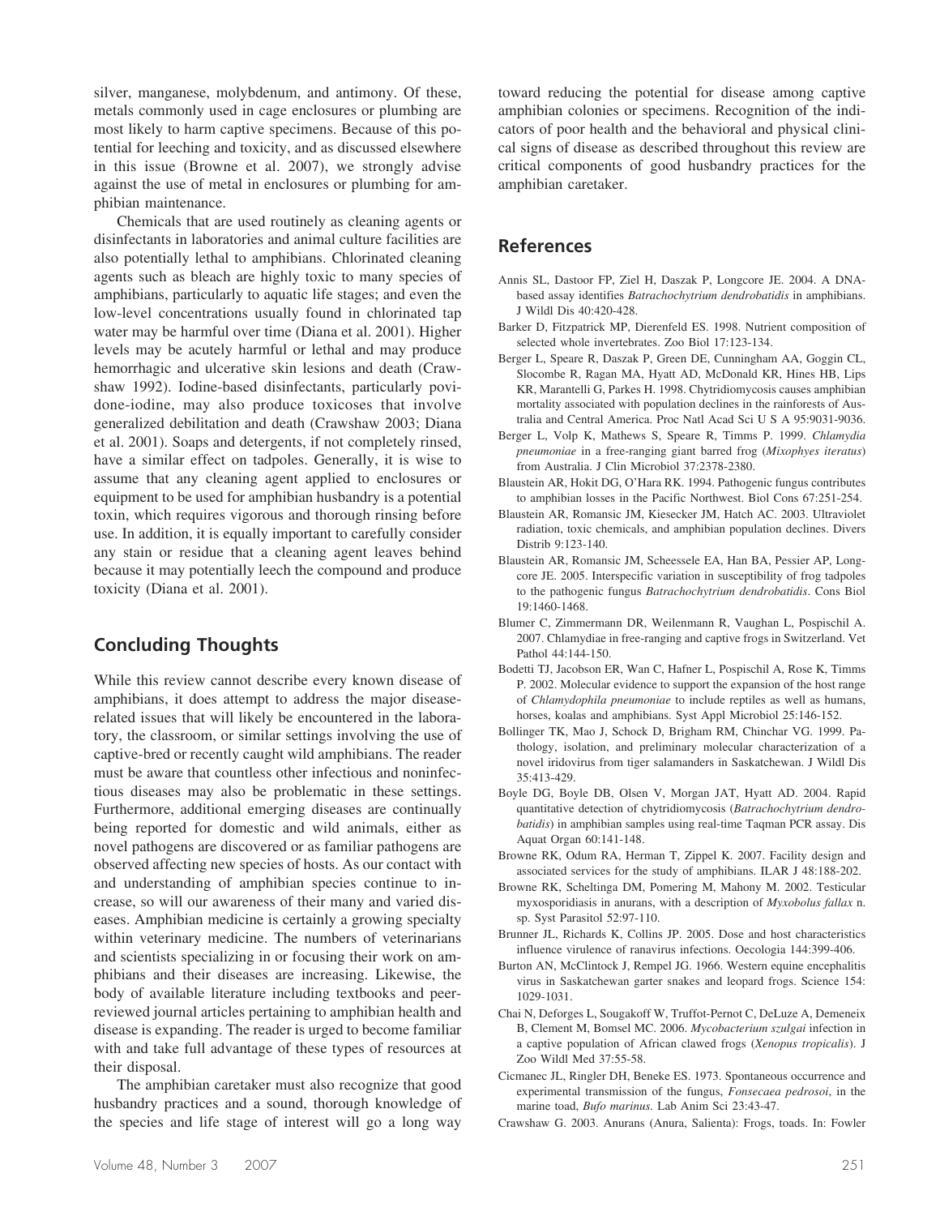silver, manganese, molybdenum, and antimony. Of these, metals commonly used in cage enclosures or plumbing are most likely to harm captive specimens. Because of this potential for leeching and toxicity, and as discussed elsewhere in this issue (Browne et al. 2007), we strongly advise against the use of metal in enclosures or plumbing for amphibian maintenance.

Chemicals that are used routinely as cleaning agents or disinfectants in laboratories and animal culture facilities are also potentially lethal to amphibians. Chlorinated cleaning agents such as bleach are highly toxic to many species of amphibians, particularly to aquatic life stages; and even the low-level concentrations usually found in chlorinated tap water may be harmful over time (Diana et al. 2001). Higher levels may be acutely harmful or lethal and may produce hemorrhagic and ulcerative skin lesions and death (Crawshaw 1992). Iodine-based disinfectants, particularly povidone-iodine, may also produce toxicoses that involve generalized debilitation and death (Crawshaw 2003; Diana et al. 2001). Soaps and detergents, if not completely rinsed, have a similar effect on tadpoles. Generally, it is wise to assume that any cleaning agent applied to enclosures or equipment to be used for amphibian husbandry is a potential toxin, which requires vigorous and thorough rinsing before use. In addition, it is equally important to carefully consider any stain or residue that a cleaning agent leaves behind because it may potentially leech the compound and produce toxicity (Diana et al. 2001).

## Concluding Thoughts

While this review cannot describe every known disease of amphibians, it does attempt to address the major disease-related issues that will likely be encountered in the laboratory, the classroom, or similar settings involving the use of captive-bred or recently caught wild amphibians. The reader must be aware that countless other infectious and noninfectious diseases may also be problematic in these settings. Furthermore, additional emerging diseases are continually being reported for domestic and wild animals, either as novel pathogens are discovered or as familiar pathogens are observed affecting new species of hosts. As our contact with and understanding of amphibian species continue to increase, so will our awareness of their many and varied diseases. Amphibian medicine is certainly a growing specialty within veterinary medicine. The numbers of veterinarians and scientists specializing in or focusing their work on amphibians and their diseases are increasing. Likewise, the body of available literature including textbooks and peer-reviewed journal articles pertaining to amphibian health and disease is expanding. The reader is urged to become familiar with and take full advantage of these types of resources at their disposal.

The amphibian caretaker must also recognize that good husbandry practices and a sound, thorough knowledge of the species and life stage of interest will go a long way toward reducing the potential for disease among captive amphibian colonies or specimens. Recognition of the indicators of poor health and the behavioral and physical clinical signs of disease as described throughout this review are critical components of good husbandry practices for the amphibian caretaker.

## References

Annis SL, Dastoor FP, Ziel H, Daszak P, Longcore JE. 2004. A DNA-based assay identifies *Batrachochytrium dendrobatidis* in amphibians. J Wildl Dis 40:420-428.

Barker D, Fitzpatrick MP, Dierenfeld ES. 1998. Nutrient composition of selected whole invertebrates. Zoo Biol 17:123-134.

Berger L, Speare R, Daszak P, Green DE, Cunningham AA, Goggin CL, Slocombe R, Ragan MA, Hyatt AD, McDonald KR, Hines HB, Lips KR, Marantelli G, Parkes H. 1998. Chytridiomycosis causes amphibian mortality associated with population declines in the rainforests of Australia and Central America. Proc Natl Acad Sci U S A 95:9031-9036.

Berger L, Volp K, Mathews S, Speare R, Timms P. 1999. *Chlamydia pneumoniae* in a free-ranging giant barred frog (*Mixophyes iteratus*) from Australia. J Clin Microbiol 37:2378-2380.

Blaustein AR, Hokit DG, O'Hara RK. 1994. Pathogenic fungus contributes to amphibian losses in the Pacific Northwest. Biol Cons 67:251-254.

Blaustein AR, Romansic JM, Kiesecker JM, Hatch AC. 2003. Ultraviolet radiation, toxic chemicals, and amphibian population declines. Divers Distrib 9:123-140.

Blaustein AR, Romansic JM, Scheessele EA, Han BA, Pessier AP, Longcore JE. 2005. Interspecific variation in susceptibility of frog tadpoles to the pathogenic fungus *Batrachochytrium dendrobatidis*. Cons Biol 19:1460-1468.

Blumer C, Zimmermann DR, Weilenmann R, Vaughan L, Pospischil A. 2007. Chlamydiae in free-ranging and captive frogs in Switzerland. Vet Pathol 44:144-150.

Bodetti TJ, Jacobson ER, Wan C, Hafner L, Pospischil A, Rose K, Timms P. 2002. Molecular evidence to support the expansion of the host range of *Chlamydophila pneumoniae* to include reptiles as well as humans, horses, koalas and amphibians. Syst Appl Microbiol 25:146-152.

Bollinger TK, Mao J, Schock D, Brigham RM, Chinchar VG. 1999. Pathology, isolation, and preliminary molecular characterization of a novel iridovirus from tiger salamanders in Saskatchewan. J Wildl Dis 35:413-429.

Boyle DG, Boyle DB, Olsen V, Morgan JAT, Hyatt AD. 2004. Rapid quantitative detection of chytridiomycosis (*Batrachochytrium dendrobatidis*) in amphibian samples using real-time Taqman PCR assay. Dis Aquat Organ 60:141-148.

Browne RK, Odum RA, Herman T, Zippel K. 2007. Facility design and associated services for the study of amphibians. ILAR J 48:188-202.

Browne RK, Scheltinga DM, Pomering M, Mahony M. 2002. Testicular myxosporidiasis in anurans, with a description of *Myxobolus fallax* n. sp. Syst Parasitol 52:97-110.

Brunner JL, Richards K, Collins JP. 2005. Dose and host characteristics influence virulence of ranavirus infections. Oecologia 144:399-406.

Burton AN, McClintock J, Rempel JG. 1966. Western equine encephalitis virus in Saskatchewan garter snakes and leopard frogs. Science 154: 1029-1031.

Chai N, Deforges L, Sougakoff W, Truffot-Pernot C, DeLuze A, Demeneix B, Clement M, Bomsel MC. 2006. *Mycobacterium szulgai* infection in a captive population of African clawed frogs (*Xenopus tropicalis*). J Zoo Wildl Med 37:55-58.

Cicmanec JL, Ringler DH, Beneke ES. 1973. Spontaneous occurrence and experimental transmission of the fungus, *Fonsecaea pedrosoi*, in the marine toad, *Bufo marinus*. Lab Anim Sci 23:43-47.

Crawshaw G. 2003. Anurans (Anura, Salienta): Frogs, toads. In: Fowler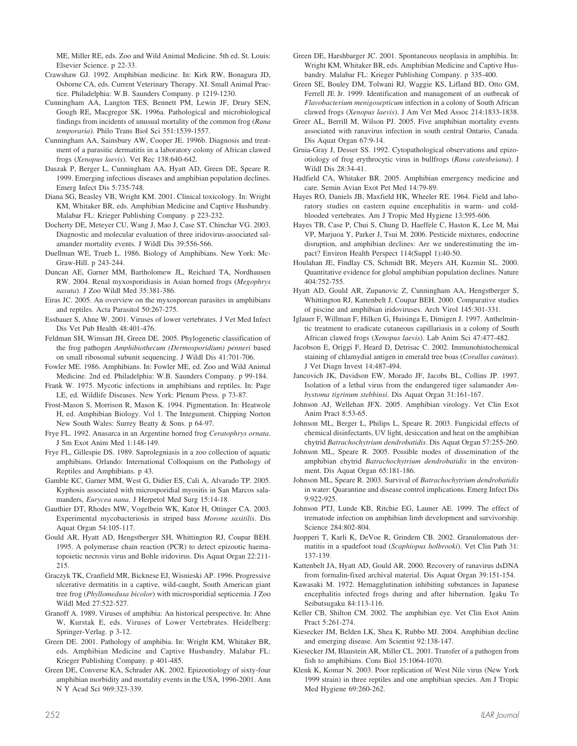ME, Miller RE, eds. Zoo and Wild Animal Medicine. 5th ed. St. Louis: Elsevier Science. p 22-33.

Crawshaw GJ. 1992. Amphibian medicine. In: Kirk RW, Bonagura JD, Osborne CA, eds. Current Veterinary Therapy. XI. Small Animal Practice. Philadelphia: W.B. Saunders Company. p 1219-1230.

Cunningham AA, Langton TES, Bennett PM, Lewin JF, Drury SEN, Gough RE, Macgregor SK. 1996a. Pathological and microbiological findings from incidents of unusual mortality of the common frog (*Rana temporaria*). Philo Trans Biol Sci 351:1539-1557.

Cunningham AA, Sainsbury AW, Cooper JE. 1996b. Diagnosis and treatment of a parasitic dermatitis in a laboratory colony of African clawed frogs (*Xenopus laevis*). Vet Rec 138:640-642.

Daszak P, Berger L, Cunningham AA, Hyatt AD, Green DE, Speare R. 1999. Emerging infectious diseases and amphibian population declines. Emerg Infect Dis 5:735-748.

Diana SG, Beasley VB, Wright KM. 2001. Clinical toxicology. In: Wright KM, Whitaker BR, eds. Amphibian Medicine and Captive Husbandry. Malabar FL: Krieger Publishing Company. p 223-232.

Docherty DE, Meteyer CU, Wang J, Mao J, Case ST, Chinchar VG. 2003. Diagnostic and molecular evaluation of three iridovirus-associated salamander mortality events. J Wildl Dis 39:556-566.

Duellman WE, Trueb L. 1986. Biology of Amphibians. New York: McGraw-Hill. p 243-244.

Duncan AE, Garner MM, Bartholomew JL, Reichard TA, Nordhausen RW. 2004. Renal myxosporidiasis in Asian horned frogs (*Megophrys nasuta*). J Zoo Wildl Med 35:381-386.

Eiras JC. 2005. An overview on the myxosporean parasites in amphibians and reptiles. Acta Parasitol 50:267-275.

Essbauer S, Ahne W. 2001. Viruses of lower vertebrates. J Vet Med Infect Dis Vet Pub Health 48:401-476.

Feldman SH, Wimsatt JH, Green DE. 2005. Phylogenetic classification of the frog pathogen *Amphibiothecum (Dermosporidium) penneri* based on small ribosomal subunit sequencing. J Wildl Dis 41:701-706.

Fowler ME. 1986. Amphibians. In: Fowler ME, ed. Zoo and Wild Animal Medicine. 2nd ed. Philadelphia: W.B. Saunders Company. p 99-184.

Frank W. 1975. Mycotic infections in amphibians and reptiles. In: Page LE, ed. Wildlife Diseases. New York: Plenum Press. p 73-87.

Frost-Mason S, Morrison R, Mason K. 1994. Pigmentation. In: Heatwole H, ed. Amphibian Biology. Vol 1. The Integument. Chipping Norton New South Wales: Surrey Beatty & Sons. p 64-97.

Frye FL. 1992. Anasarca in an Argentine horned frog *Ceratophrys ornata*. J Sm Exot Anim Med 1:148-149.

Frye FL, Gillespie DS. 1989. Saprolegniasis in a zoo collection of aquatic amphibians. Orlando: International Colloquium on the Pathology of Reptiles and Amphibians. p 43.

Gamble KC, Garner MM, West G, Didier ES, Cali A, Alvarado TP. 2005. Kyphosis associated with microsporidial myositis in San Marcos salamanders, *Eurycea nana*. J Herpetol Med Surg 15:14-18.

Gauthier DT, Rhodes MW, Vogelbein WK, Kator H, Ottinger CA. 2003. Experimental mycobacteriosis in striped bass *Morone saxitilis*. Dis Aquat Organ 54:105-117.

Gould AR, Hyatt AD, Hengstberger SH, Whittington RJ, Coupar BEH. 1995. A polymerase chain reaction (PCR) to detect epizootic haematopoietic necrosis virus and Bohle iridovirus. Dis Aquat Organ 22:211-215.

Graczyk TK, Cranfield MR, Bicknese EJ, Wisnieski AP. 1996. Progressive ulcerative dermatitis in a captive, wild-caught, South American giant tree frog (*Phyllomedusa bicolor*) with microsporidial septicemia. J Zoo Wildl Med 27:522-527.

Granoff A. 1989. Viruses of amphibia: An historical perspective. In: Ahne W, Kurstak E, eds. Viruses of Lower Vertebrates. Heidelberg: Springer-Verlag. p 3-12.

Green DE. 2001. Pathology of amphibia. In: Wright KM, Whitaker BR, eds. Amphibian Medicine and Captive Husbandry. Malabar FL: Krieger Publishing Company. p 401-485.

Green DE, Converse KA, Schrader AK. 2002. Epizootiology of sixty-four amphibian morbidity and mortality events in the USA, 1996-2001. Ann N Y Acad Sci 969:323-339.

Green DE, Harshbarger JC. 2001. Spontaneous neoplasia in amphibia. In: Wright KM, Whitaker BR, eds. Amphibian Medicine and Captive Husbandry. Malabar FL: Krieger Publishing Company. p 335-400.

Green SE, Bouley DM, Tolwani RJ, Waggie KS, Lifland BD, Otto GM, Ferrell JE Jr. 1999. Identification and management of an outbreak of *Flavobacterium menigosepticum* infection in a colony of South African clawed frogs (*Xenopus laevis*). J Am Vet Med Assoc 214:1833-1838.

Greer AL, Berrill M, Wilson PJ. 2005. Five amphibian mortality events associated with ranavirus infection in south central Ontario, Canada. Dis Aquat Organ 67:9-14.

Gruia-Gray J, Desser SS. 1992. Cytopathological observations and epizootiology of frog erythrocytic virus in bullfrogs (*Rana catesbeiana*). J Wildl Dis 28:34-41.

Hadfield CA, Whitaker BR. 2005. Amphibian emergency medicine and care. Semin Avian Exot Pet Med 14:79-89.

Hayes RO, Daniels JB, Maxfield HK, Wheeler RE. 1964. Field and laboratory studies on eastern equine encephalitis in warm- and cold-blooded vertebrates. Am J Tropic Med Hygiene 13:595-606.

Hayes TB, Case P, Chui S, Chung D, Haeffele C, Haston K, Lee M, Mai VP, Marjuoa Y, Parker J, Tsui M. 2006. Pesticide mixtures, endocrine disruption, and amphibian declines: Are we underestimating the impact? Environ Health Perspect 114(Suppl 1):40-50.

Houlahan JE, Findlay CS, Schmidt BR, Meyers AH, Kuzmin SL. 2000. Quantitative evidence for global amphibian population declines. Nature 404:752-755.

Hyatt AD, Gould AR, Zupanovic Z, Cunningham AA, Hengstberger S, Whittington RJ, Kattenbelt J, Coupar BEH. 2000. Comparative studies of piscine and amphibian iridoviruses. Arch Virol 145:301-331.

Iglauer F, Willman F, Hilken G, Huisinga E, Dimigen J. 1997. Anthelmintic treatment to eradicate cutaneous capillariasis in a colony of South African clawed frogs (*Xenopus laevis*). Lab Anim Sci 47:477-482.

Jacobson E, Origgi F, Heard D, Detrisac C. 2002. Immunohistochemical staining of chlamydial antigen in emerald tree boas (*Corallus caninus*). J Vet Diagn Invest 14:487-494.

Jancovich JK, Davidson EW, Morado JF, Jacobs BL, Collins JP. 1997. Isolation of a lethal virus from the endangered tiger salamander *Ambystoma tigrinum stebbinsi*. Dis Aquat Organ 31:161-167.

Johnson AJ, Wellehan JFX. 2005. Amphibian virology. Vet Clin Exot Anim Pract 8:53-65.

Johnson ML, Berger L, Philips L, Speare R. 2003. Fungicidal effects of chemical disinfectants, UV light, desiccation and heat on the amphibian chytrid *Batrachochytrium dendrobatidis*. Dis Aquat Organ 57:255-260.

Johnson ML, Speare R. 2005. Possible modes of dissemination of the amphibian chytrid *Batrachochytrium dendrobatidis* in the environment. Dis Aquat Organ 65:181-186.

Johnson ML, Speare R. 2003. Survival of *Batrachochytrium dendrobatidis* in water: Quarantine and disease control implications. Emerg Infect Dis 9:922-925.

Johnson PTJ, Lunde KB, Ritchie EG, Launer AE. 1999. The effect of trematode infection on amphibian limb development and survivorship. Science 284:802-804.

Juopperi T, Karli K, DeVoe R, Grindem CB. 2002. Granulomatous dermatitis in a spadefoot toad (*Scaphiopus holbrooki*). Vet Clin Path 31: 137-139.

Kattenbelt JA, Hyatt AD, Gould AR. 2000. Recovery of ranavirus dsDNA from formalin-fixed archival material. Dis Aquat Organ 39:151-154.

Kawasaki M. 1972. Hemagglutination inhibiting substances in Japanese encephalitis infected frogs during and after hibernation. Igaku To Seibutsugaku 84:113-116.

Keller CB, Shilton CM. 2002. The amphibian eye. Vet Clin Exot Anim Pract 5:261-274.

Kiesecker JM, Belden LK, Shea K, Rubbo MJ. 2004. Amphibian decline and emerging disease. Am Scientist 92:138-147.

Kiesecker JM, Blaustein AR, Miller CL. 2001. Transfer of a pathogen from fish to amphibians. Cons Biol 15:1064-1070.

Klenk K, Komar N. 2003. Poor replication of West Nile virus (New York 1999 strain) in three reptiles and one amphibian species. Am J Tropic Med Hygiene 69:260-262.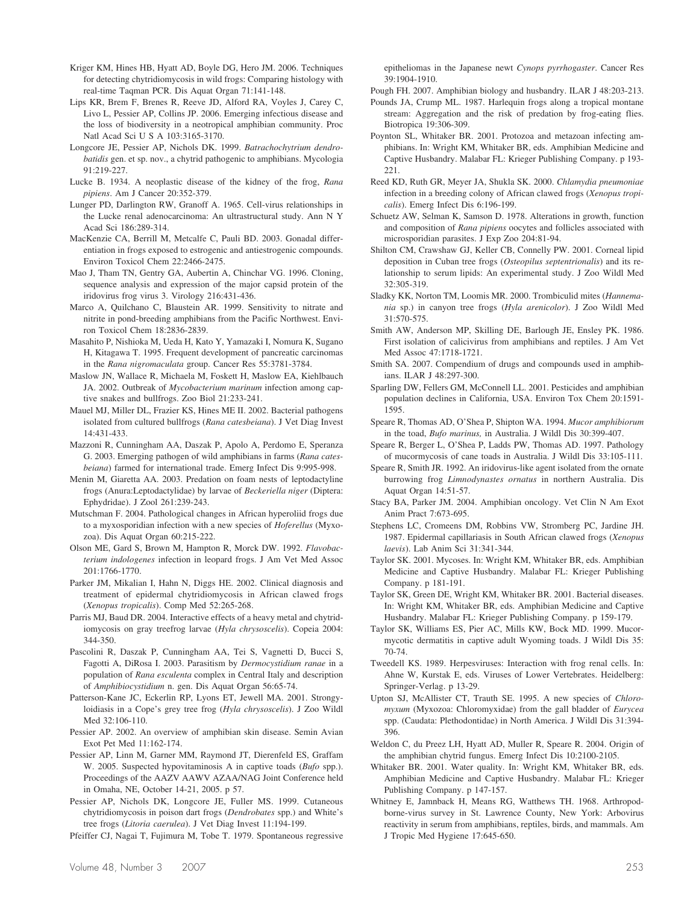Kriger KM, Hines HB, Hyatt AD, Boyle DG, Hero JM. 2006. Techniques for detecting chytridiomycosis in wild frogs: Comparing histology with real-time Taqman PCR. Dis Aquat Organ 71:141-148.

Lips KR, Brem F, Brenes R, Reeve JD, Alford RA, Voyles J, Carey C, Livo L, Pessier AP, Collins JP. 2006. Emerging infectious disease and the loss of biodiversity in a neotropical amphibian community. Proc Natl Acad Sci U S A 103:3165-3170.

Longcore JE, Pessier AP, Nichols DK. 1999. *Batrachochytrium dendrobatidis* gen. et sp. nov., a chytrid pathogenic to amphibians. Mycologia 91:219-227.

Lucke B. 1934. A neoplastic disease of the kidney of the frog, *Rana pipiens*. Am J Cancer 20:352-379.

Lunger PD, Darlington RW, Granoff A. 1965. Cell-virus relationships in the Lucke renal adenocarcinoma: An ultrastructural study. Ann N Y Acad Sci 186:289-314.

MacKenzie CA, Berrill M, Metcalfe C, Pauli BD. 2003. Gonadal differentiation in frogs exposed to estrogenic and antiestrogenic compounds. Environ Toxicol Chem 22:2466-2475.

Mao J, Tham TN, Gentry GA, Aubertin A, Chinchar VG. 1996. Cloning, sequence analysis and expression of the major capsid protein of the iridovirus frog virus 3. Virology 216:431-436.

Marco A, Quilchano C, Blaustein AR. 1999. Sensitivity to nitrate and nitrite in pond-breeding amphibians from the Pacific Northwest. Environ Toxicol Chem 18:2836-2839.

Masahito P, Nishioka M, Ueda H, Kato Y, Yamazaki I, Nomura K, Sugano H, Kitagawa T. 1995. Frequent development of pancreatic carcinomas in the *Rana nigromaculata* group. Cancer Res 55:3781-3784.

Maslow JN, Wallace R, Michaela M, Foskett H, Maslow EA, Kiehlbauch JA. 2002. Outbreak of *Mycobacterium marinum* infection among captive snakes and bullfrogs. Zoo Biol 21:233-241.

Mauel MJ, Miller DL, Frazier KS, Hines ME II. 2002. Bacterial pathogens isolated from cultured bullfrogs (*Rana catesbeiana*). J Vet Diag Invest 14:431-433.

Mazzoni R, Cunningham AA, Daszak P, Apolo A, Perdomo E, Speranza G. 2003. Emerging pathogen of wild amphibians in farms (*Rana catesbeiana*) farmed for international trade. Emerg Infect Dis 9:995-998.

Menin M, Giaretta AA. 2003. Predation on foam nests of leptodactyline frogs (Anura:Leptodactylidae) by larvae of *Beckeriella niger* (Diptera: Ephydridae). J Zool 261:239-243.

Mutschman F. 2004. Pathological changes in African hyperoliid frogs due to a myxosporidian infection with a new species of *Hoferellus* (Myxozoa). Dis Aquat Organ 60:215-222.

Olson ME, Gard S, Brown M, Hampton R, Morck DW. 1992. *Flavobacterium indologenes* infection in leopard frogs. J Am Vet Med Assoc 201:1766-1770.

Parker JM, Mikalian I, Hahn N, Diggs HE. 2002. Clinical diagnosis and treatment of epidermal chytridiomycosis in African clawed frogs (*Xenopus tropicalis*). Comp Med 52:265-268.

Parris MJ, Baud DR. 2004. Interactive effects of a heavy metal and chytridiomycosis on gray treefrog larvae (*Hyla chrysoscelis*). Copeia 2004: 344-350.

Pascolini R, Daszak P, Cunningham AA, Tei S, Vagnetti D, Bucci S, Fagotti A, DiRosa I. 2003. Parasitism by *Dermocystidium ranae* in a population of *Rana esculenta* complex in Central Italy and description of *Amphibiocystidium* n. gen. Dis Aquat Organ 56:65-74.

Patterson-Kane JC, Eckerlin RP, Lyons ET, Jewell MA. 2001. Strongyloidiasis in a Cope's grey tree frog (*Hyla chrysoscelis*). J Zoo Wildl Med 32:106-110.

Pessier AP. 2002. An overview of amphibian skin disease. Semin Avian Exot Pet Med 11:162-174.

Pessier AP, Linn M, Garner MM, Raymond JT, Dierenfeld ES, Graffam W. 2005. Suspected hypovitaminosis A in captive toads (*Bufo* spp.). Proceedings of the AAZV AAWV AZAA/NAG Joint Conference held in Omaha, NE, October 14-21, 2005. p 57.

Pessier AP, Nichols DK, Longcore JE, Fuller MS. 1999. Cutaneous chytridiomycosis in poison dart frogs (*Dendrobates* spp.) and White's tree frogs (*Litoria caerulea*). J Vet Diag Invest 11:194-199.

Pfeiffer CJ, Nagai T, Fujimura M, Tobe T. 1979. Spontaneous regressive epitheliomas in the Japanese newt *Cynops pyrrhogaster*. Cancer Res 39:1904-1910.

Pough FH. 2007. Amphibian biology and husbandry. ILAR J 48:203-213.

Pounds JA, Crump ML. 1987. Harlequin frogs along a tropical montane stream: Aggregation and the risk of predation by frog-eating flies. Biotropica 19:306-309.

Poynton SL, Whitaker BR. 2001. Protozoa and metazoan infecting amphibians. In: Wright KM, Whitaker BR, eds. Amphibian Medicine and Captive Husbandry. Malabar FL: Krieger Publishing Company. p 193-221.

Reed KD, Ruth GR, Meyer JA, Shukla SK. 2000. *Chlamydia pneumoniae* infection in a breeding colony of African clawed frogs (*Xenopus tropicalis*). Emerg Infect Dis 6:196-199.

Schuetz AW, Selman K, Samson D. 1978. Alterations in growth, function and composition of *Rana pipiens* oocytes and follicles associated with microsporidian parasites. J Exp Zoo 204:81-94.

Shilton CM, Crawshaw GJ, Keller CB, Connelly PW. 2001. Corneal lipid deposition in Cuban tree frogs (*Osteopilus septentrionalis*) and its relationship to serum lipids: An experimental study. J Zoo Wildl Med 32:305-319.

Sladky KK, Norton TM, Loomis MR. 2000. Trombiculid mites (*Hannemania* sp.) in canyon tree frogs (*Hyla arenicolor*). J Zoo Wildl Med 31:570-575.

Smith AW, Anderson MP, Skilling DE, Barlough JE, Ensley PK. 1986. First isolation of calicivirus from amphibians and reptiles. J Am Vet Med Assoc 47:1718-1721.

Smith SA. 2007. Compendium of drugs and compounds used in amphibians. ILAR J 48:297-300.

Sparling DW, Fellers GM, McConnell LL. 2001. Pesticides and amphibian population declines in California, USA. Environ Tox Chem 20:1591-1595.

Speare R, Thomas AD, O'Shea P, Shipton WA. 1994. *Mucor amphibiorum* in the toad, *Bufo marinus,* in Australia. J Wildl Dis 30:399-407.

Speare R, Berger L, O'Shea P, Ladds PW, Thomas AD. 1997. Pathology of mucormycosis of cane toads in Australia. J Wildl Dis 33:105-111.

Speare R, Smith JR. 1992. An iridovirus-like agent isolated from the ornate burrowing frog *Limnodynastes ornatus* in northern Australia. Dis Aquat Organ 14:51-57.

Stacy BA, Parker JM. 2004. Amphibian oncology. Vet Clin N Am Exot Anim Pract 7:673-695.

Stephens LC, Cromeens DM, Robbins VW, Stromberg PC, Jardine JH. 1987. Epidermal capillariasis in South African clawed frogs (*Xenopus laevis*). Lab Anim Sci 31:341-344.

Taylor SK. 2001. Mycoses. In: Wright KM, Whitaker BR, eds. Amphibian Medicine and Captive Husbandry. Malabar FL: Krieger Publishing Company. p 181-191.

Taylor SK, Green DE, Wright KM, Whitaker BR. 2001. Bacterial diseases. In: Wright KM, Whitaker BR, eds. Amphibian Medicine and Captive Husbandry. Malabar FL: Krieger Publishing Company. p 159-179.

Taylor SK, Williams ES, Pier AC, Mills KW, Bock MD. 1999. Mucormycotic dermatitis in captive adult Wyoming toads. J Wildl Dis 35: 70-74.

Tweedell KS. 1989. Herpesviruses: Interaction with frog renal cells. In: Ahne W, Kurstak E, eds. Viruses of Lower Vertebrates. Heidelberg: Springer-Verlag. p 13-29.

Upton SJ, McAllister CT, Trauth SE. 1995. A new species of *Chloromyxum* (Myxozoa: Chloromyxidae) from the gall bladder of *Eurycea* spp. (Caudata: Plethodontidae) in North America. J Wildl Dis 31:394-396.

Weldon C, du Preez LH, Hyatt AD, Muller R, Speare R. 2004. Origin of the amphibian chytrid fungus. Emerg Infect Dis 10:2100-2105.

Whitaker BR. 2001. Water quality. In: Wright KM, Whitaker BR, eds. Amphibian Medicine and Captive Husbandry. Malabar FL: Krieger Publishing Company. p 147-157.

Whitney E, Jamnback H, Means RG, Watthews TH. 1968. Arthropod-borne-virus survey in St. Lawrence County, New York: Arbovirus reactivity in serum from amphibians, reptiles, birds, and mammals. Am J Tropic Med Hygiene 17:645-650.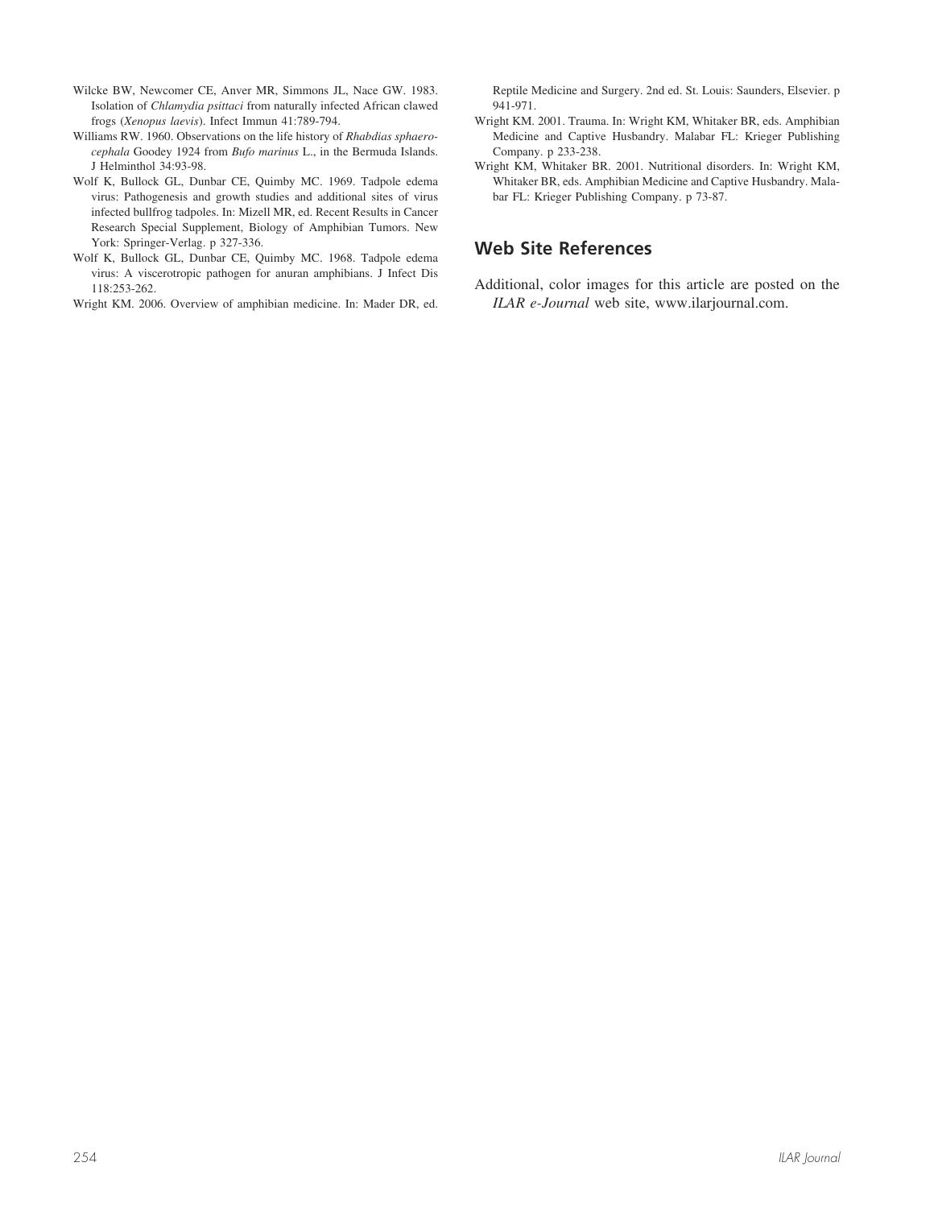Wilcke BW, Newcomer CE, Anver MR, Simmons JL, Nace GW. 1983. Isolation of *Chlamydia psittaci* from naturally infected African clawed frogs (*Xenopus laevis*). Infect Immun 41:789-794.

Williams RW. 1960. Observations on the life history of *Rhabdias sphaerocephala* Goodey 1924 from *Bufo marinus* L., in the Bermuda Islands. J Helminthol 34:93-98.

Wolf K, Bullock GL, Dunbar CE, Quimby MC. 1969. Tadpole edema virus: Pathogenesis and growth studies and additional sites of virus infected bullfrog tadpoles. In: Mizell MR, ed. Recent Results in Cancer Research Special Supplement, Biology of Amphibian Tumors. New York: Springer-Verlag. p 327-336.

Wolf K, Bullock GL, Dunbar CE, Quimby MC. 1968. Tadpole edema virus: A viscerotropic pathogen for anuran amphibians. J Infect Dis 118:253-262.

Wright KM. 2006. Overview of amphibian medicine. In: Mader DR, ed. Reptile Medicine and Surgery. 2nd ed. St. Louis: Saunders, Elsevier. p 941-971.

Wright KM. 2001. Trauma. In: Wright KM, Whitaker BR, eds. Amphibian Medicine and Captive Husbandry. Malabar FL: Krieger Publishing Company. p 233-238.

Wright KM, Whitaker BR. 2001. Nutritional disorders. In: Wright KM, Whitaker BR, eds. Amphibian Medicine and Captive Husbandry. Malabar FL: Krieger Publishing Company. p 73-87.

## Web Site References

Additional, color images for this article are posted on the *ILAR e-Journal* web site, www.ilarjournal.com.